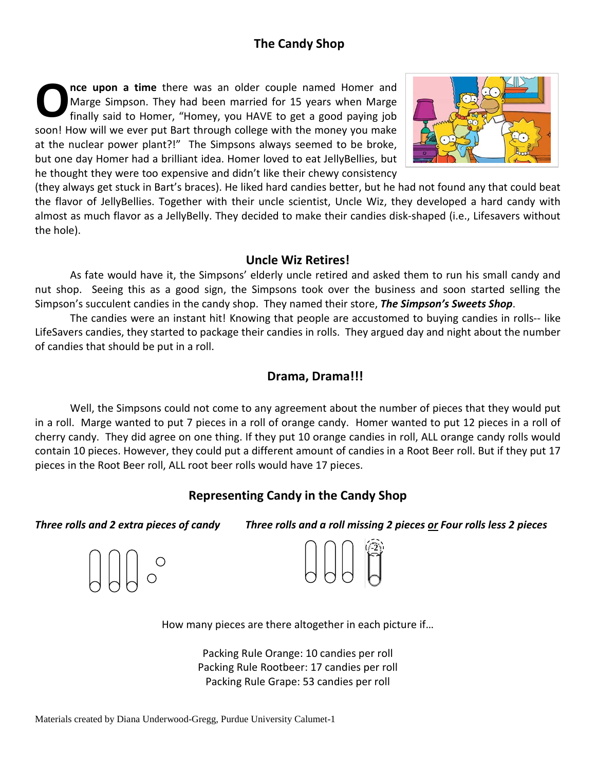# The Candy Shop

**Once upon a time** there was an older couple named Homer and Marge Simpson. They had been married for 15 years when Marge finally said to Homer, "Homey, you HAVE to get a good paying job soon! How will we ever put Bart through college with the money you make at the nuclear power plant?!" The Simpsons always seemed to be broke, but one day Homer had a brilliant idea. Homer loved to eat JellyBellies, but he thought they were too expensive and didn't like their chewy consistency (they always get stuck in Bart's braces). He liked hard candies better, but he had not found any that could beat the flavor of JellyBellies. Together with their uncle scientist, Uncle Wiz, they developed a hard candy with almost as much flavor as a JellyBelly. They decided to make their candies disk-shaped (i.e., Lifesavers without the hole).

## Uncle Wiz Retires!

As fate would have it, the Simpsons' elderly uncle retired and asked them to run his small candy and nut shop. Seeing this as a good sign, the Simpsons took over the business and soon started selling the Simpson's succulent candies in the candy shop. They named their store, ***The Simpson's Sweets Shop***.

The candies were an instant hit! Knowing that people are accustomed to buying candies in rolls-- like LifeSavers candies, they started to package their candies in rolls. They argued day and night about the number of candies that should be put in a roll.

## Drama, Drama!!!

Well, the Simpsons could not come to any agreement about the number of pieces that they would put in a roll. Marge wanted to put 7 pieces in a roll of orange candy. Homer wanted to put 12 pieces in a roll of cherry candy. They did agree on one thing. If they put 10 orange candies in roll, ALL orange candy rolls would contain 10 pieces. However, they could put a different amount of candies in a Root Beer roll. But if they put 17 pieces in the Root Beer roll, ALL root beer rolls would have 17 pieces.

## Representing Candy in the Candy Shop

***Three rolls and 2 extra pieces of candy***

***Three rolls and a roll missing 2 pieces or Four rolls less 2 pieces***

-2

How many pieces are there altogether in each picture if…

Packing Rule Orange: 10 candies per roll
Packing Rule Rootbeer: 17 candies per roll
Packing Rule Grape: 53 candies per roll

Materials created by Diana Underwood-Gregg, Purdue University Calumet-1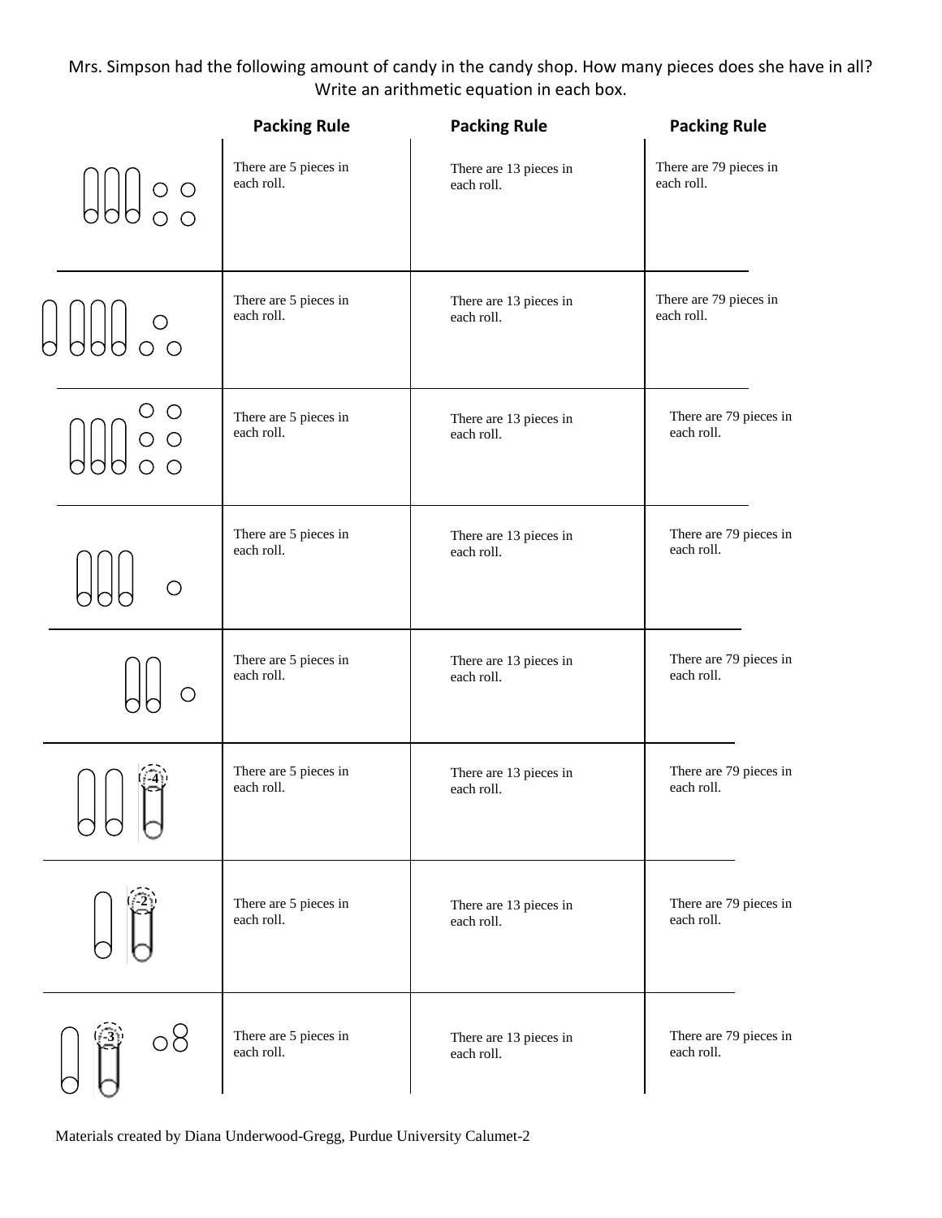Mrs. Simpson had the following amount of candy in the candy shop. How many pieces does she have in all? Write an arithmetic equation in each box.

| | Packing Rule | Packing Rule | Packing Rule |
|---|---|---|---|
| | There are 5 pieces in each roll. | There are 13 pieces in each roll. | There are 79 pieces in each roll. |
| | There are 5 pieces in each roll. | There are 13 pieces in each roll. | There are 79 pieces in each roll. |
| | There are 5 pieces in each roll. | There are 13 pieces in each roll. | There are 79 pieces in each roll. |
| | There are 5 pieces in each roll. | There are 13 pieces in each roll. | There are 79 pieces in each roll. |
| | There are 5 pieces in each roll. | There are 13 pieces in each roll. | There are 79 pieces in each roll. |
| -4 | There are 5 pieces in each roll. | There are 13 pieces in each roll. | There are 79 pieces in each roll. |
| -2 | There are 5 pieces in each roll. | There are 13 pieces in each roll. | There are 79 pieces in each roll. |
| -3 | There are 5 pieces in each roll. | There are 13 pieces in each roll. | There are 79 pieces in each roll. |

Materials created by Diana Underwood-Gregg, Purdue University Calumet-2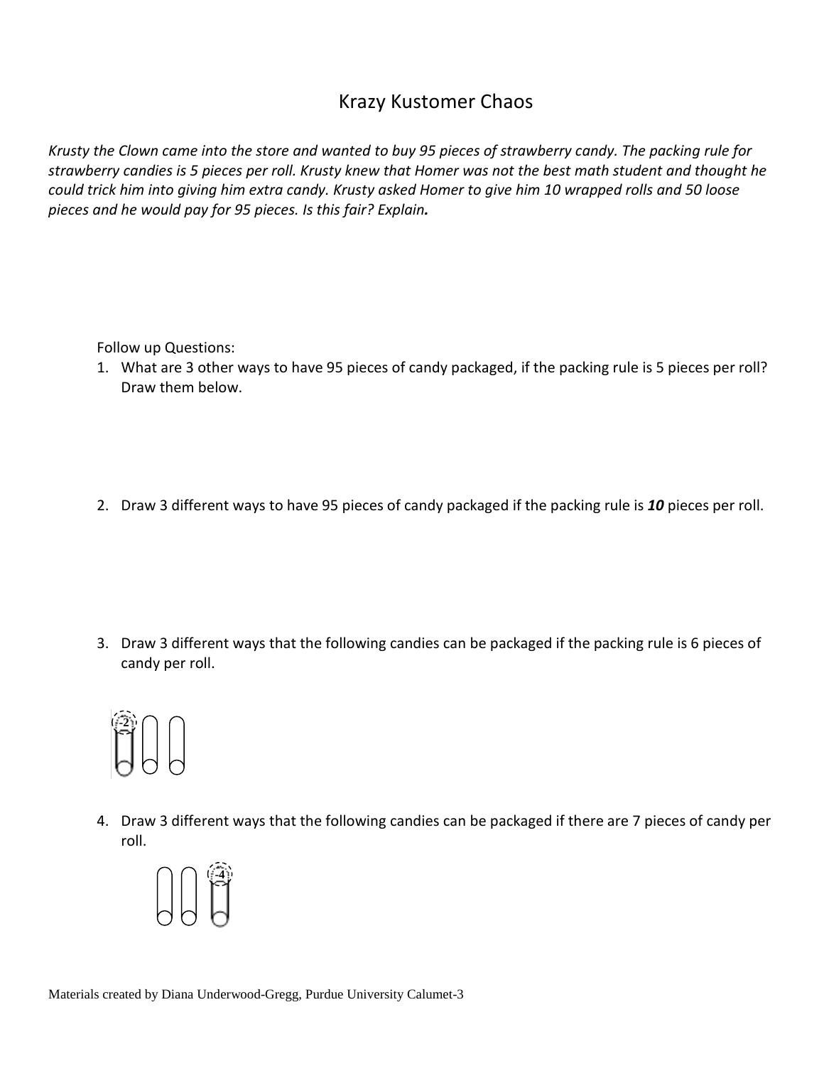# Krazy Kustomer Chaos

*Krusty the Clown came into the store and wanted to buy 95 pieces of strawberry candy. The packing rule for strawberry candies is 5 pieces per roll. Krusty knew that Homer was not the best math student and thought he could trick him into giving him extra candy. Krusty asked Homer to give him 10 wrapped rolls and 50 loose pieces and he would pay for 95 pieces. Is this fair? Explain.*

Follow up Questions:

1. What are 3 other ways to have 95 pieces of candy packaged, if the packing rule is 5 pieces per roll? Draw them below.

2. Draw 3 different ways to have 95 pieces of candy packaged if the packing rule is ***10*** pieces per roll.

3. Draw 3 different ways that the following candies can be packaged if the packing rule is 6 pieces of candy per roll.

   -2

4. Draw 3 different ways that the following candies can be packaged if there are 7 pieces of candy per roll.

   -4

Materials created by Diana Underwood-Gregg, Purdue University Calumet-3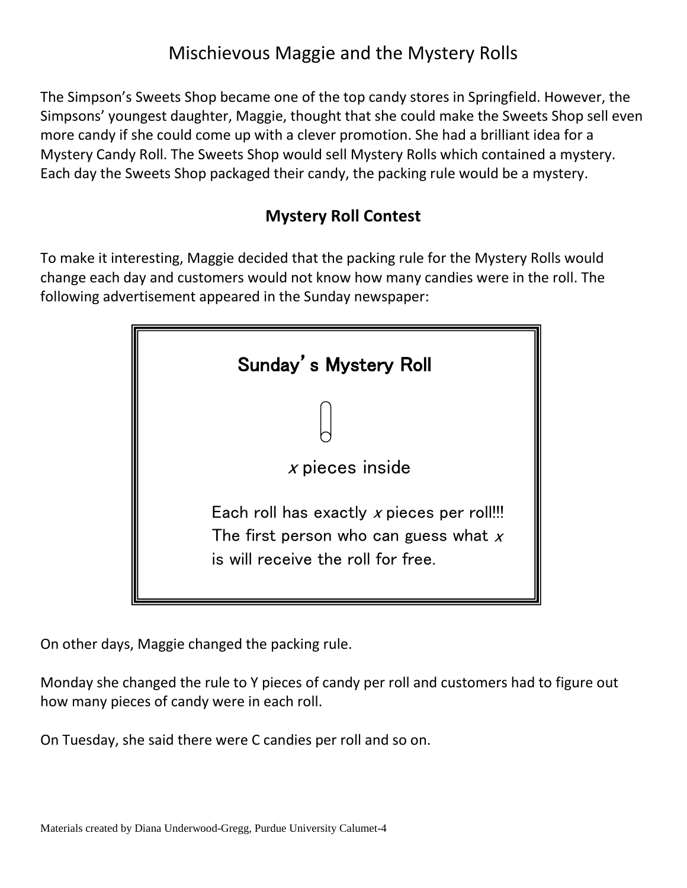# Mischievous Maggie and the Mystery Rolls

The Simpson's Sweets Shop became one of the top candy stores in Springfield. However, the Simpsons' youngest daughter, Maggie, thought that she could make the Sweets Shop sell even more candy if she could come up with a clever promotion. She had a brilliant idea for a Mystery Candy Roll. The Sweets Shop would sell Mystery Rolls which contained a mystery. Each day the Sweets Shop packaged their candy, the packing rule would be a mystery.

## Mystery Roll Contest

To make it interesting, Maggie decided that the packing rule for the Mystery Rolls would change each day and customers would not know how many candies were in the roll. The following advertisement appeared in the Sunday newspaper:

> ### Sunday's Mystery Roll
>
> $x$ pieces inside
>
> Each roll has exactly $x$ pieces per roll!!! The first person who can guess what $x$ is will receive the roll for free.

On other days, Maggie changed the packing rule.

Monday she changed the rule to Y pieces of candy per roll and customers had to figure out how many pieces of candy were in each roll.

On Tuesday, she said there were C candies per roll and so on.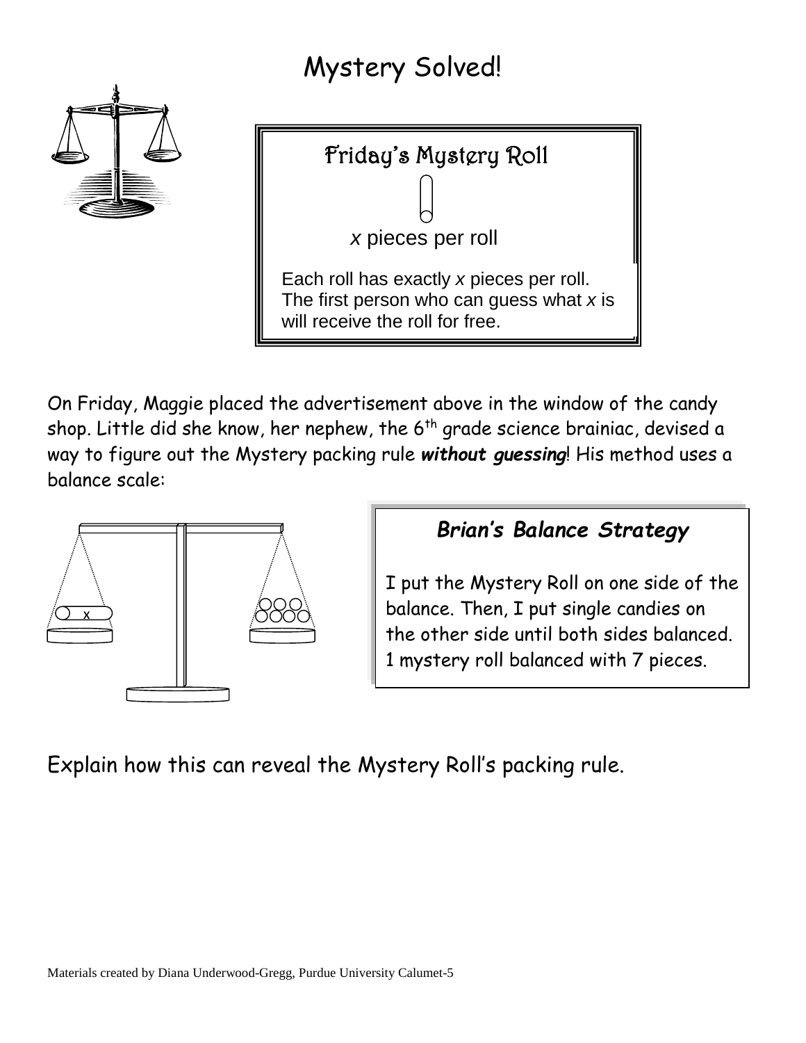# Mystery Solved!

> **Friday's Mystery Roll**
>
> $x$ pieces per roll
>
> Each roll has exactly $x$ pieces per roll. The first person who can guess what $x$ is will receive the roll for free.

On Friday, Maggie placed the advertisement above in the window of the candy shop. Little did she know, her nephew, the 6th grade science brainiac, devised a way to figure out the Mystery packing rule ***without guessing***! His method uses a balance scale:

> ***Brian's Balance Strategy***
>
> I put the Mystery Roll on one side of the balance. Then, I put single candies on the other side until both sides balanced. 1 mystery roll balanced with 7 pieces.

Explain how this can reveal the Mystery Roll's packing rule.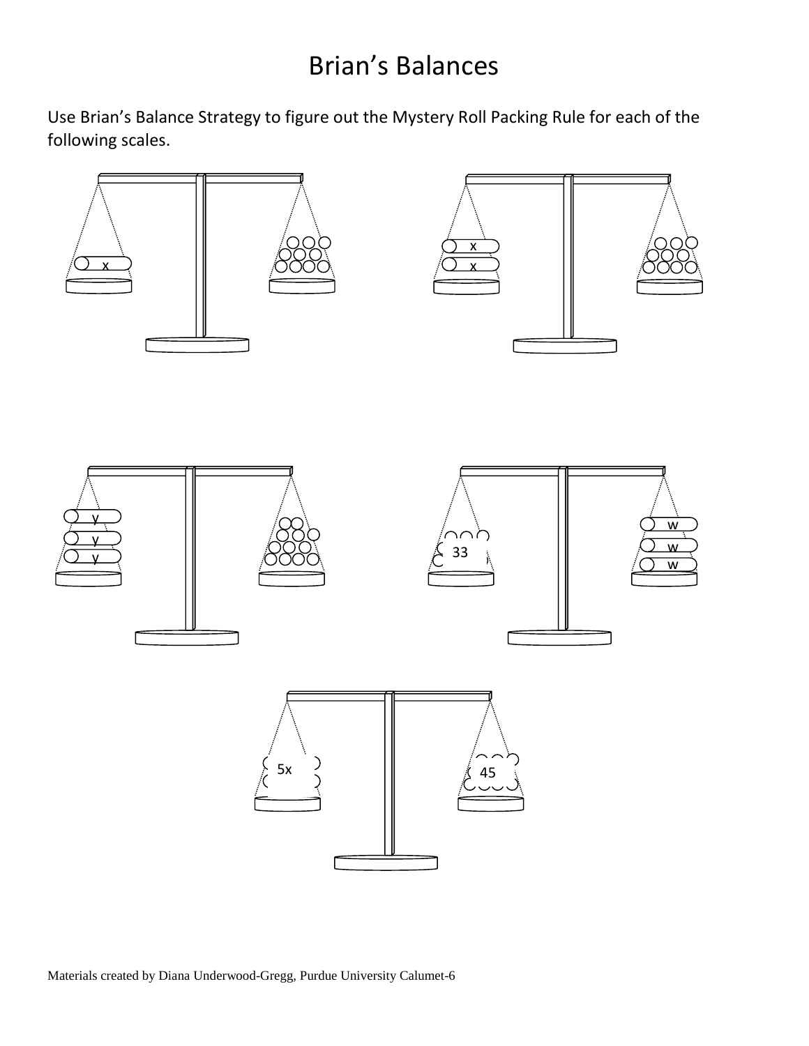# Brian's Balances

Use Brian's Balance Strategy to figure out the Mystery Roll Packing Rule for each of the following scales.

x

x
x

y
y
y

33

w
w
w

5x

45

Materials created by Diana Underwood-Gregg, Purdue University Calumet-6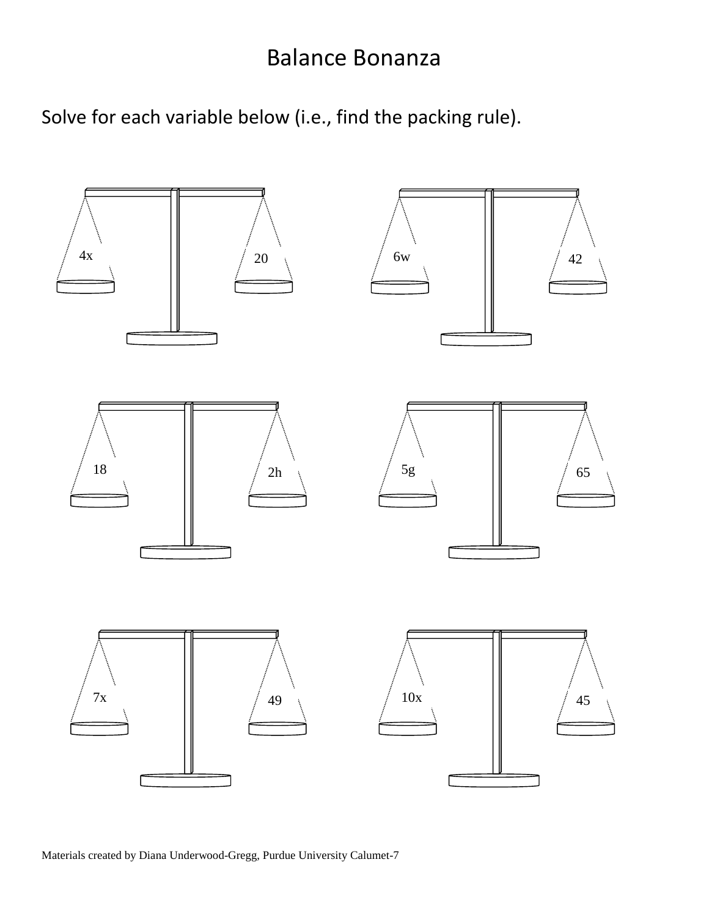# Balance Bonanza

Solve for each variable below (i.e., find the packing rule).

$4x$ | $20$

$6w$ | $42$

$18$ | $2h$

$5g$ | $65$

$7x$ | $49$

$10x$ | $45$

Materials created by Diana Underwood-Gregg, Purdue University Calumet-7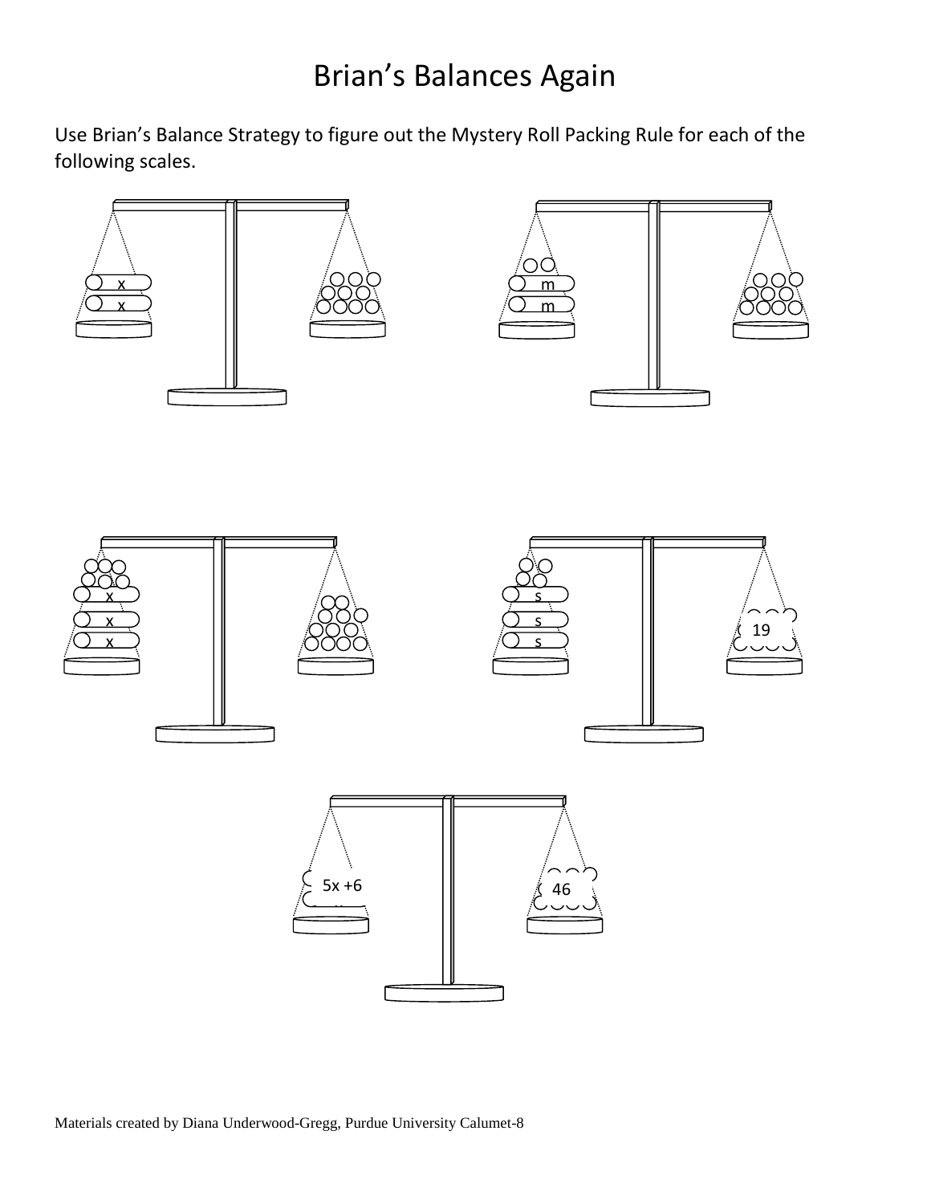# Brian's Balances Again

Use Brian's Balance Strategy to figure out the Mystery Roll Packing Rule for each of the following scales.

x

x

m

m

x

x

x

s

s

s

19

5x +6

46

Materials created by Diana Underwood-Gregg, Purdue University Calumet-8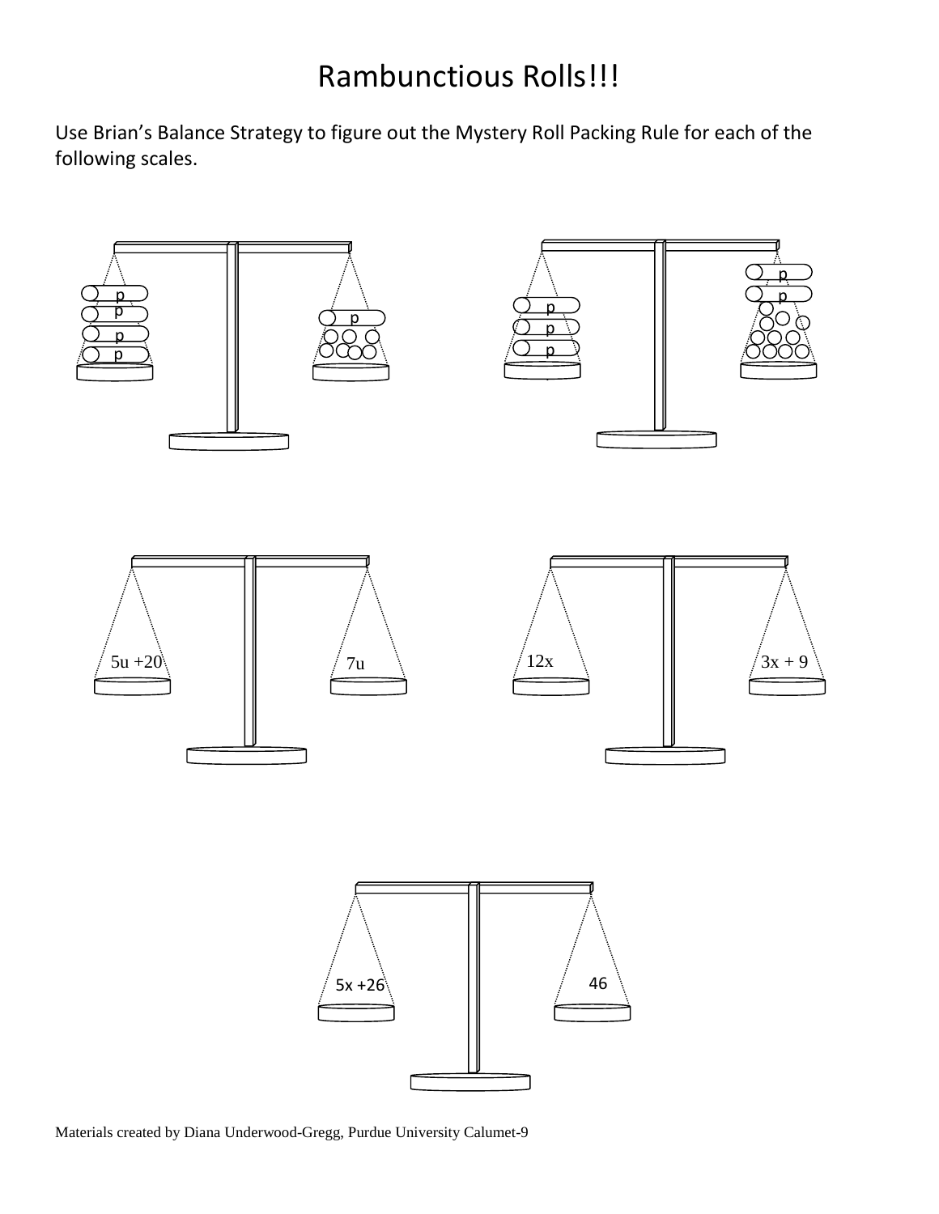# Rambunctious Rolls!!!

Use Brian's Balance Strategy to figure out the Mystery Roll Packing Rule for each of the following scales.

p p p p | p

p p p | p p

$5u + 20$ | $7u$

$12x$ | $3x + 9$

$5x + 26$ | $46$

Materials created by Diana Underwood-Gregg, Purdue University Calumet-9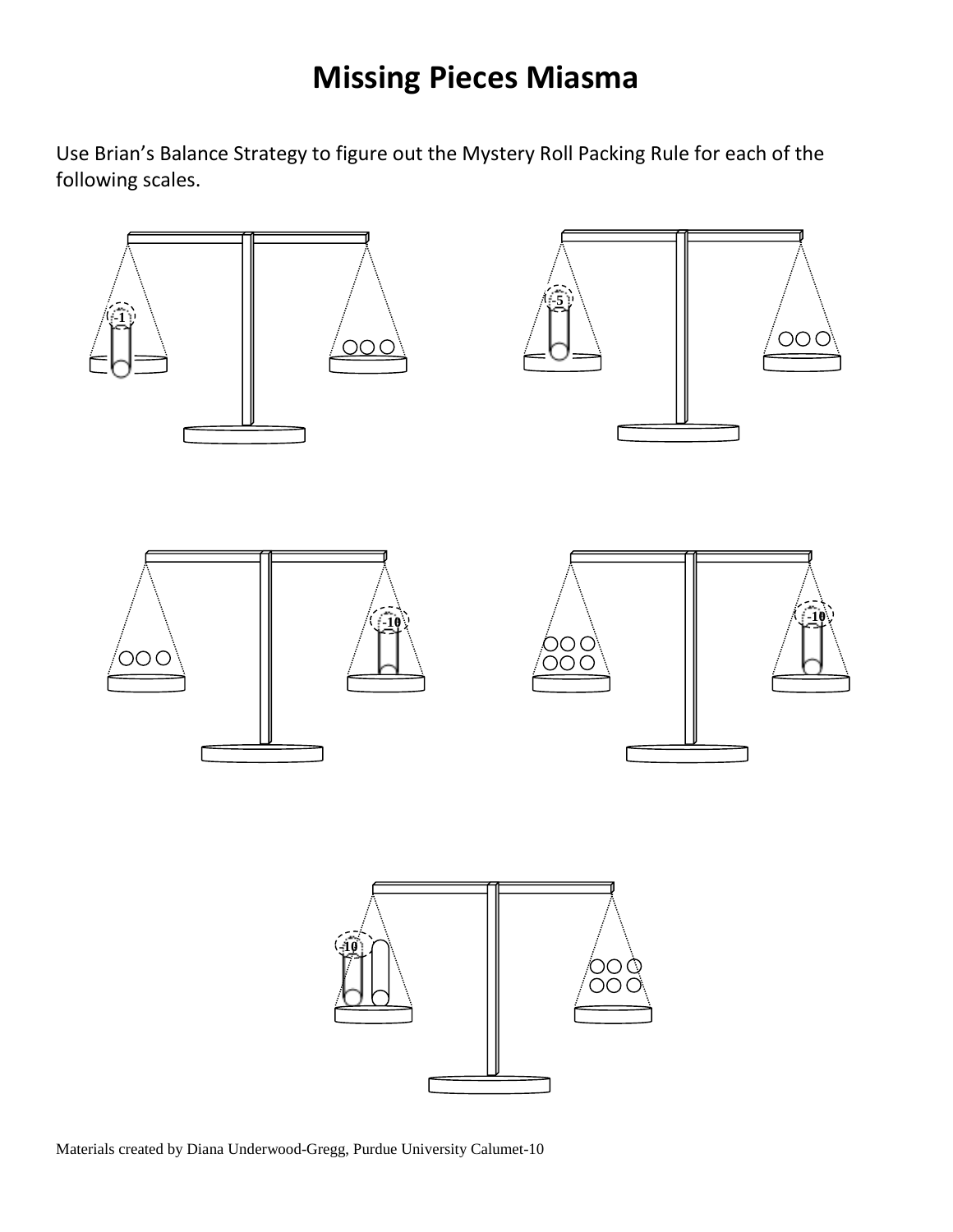# Missing Pieces Miasma

Use Brian's Balance Strategy to figure out the Mystery Roll Packing Rule for each of the following scales.

-1

-5

-10

-10

-10

Materials created by Diana Underwood-Gregg, Purdue University Calumet-10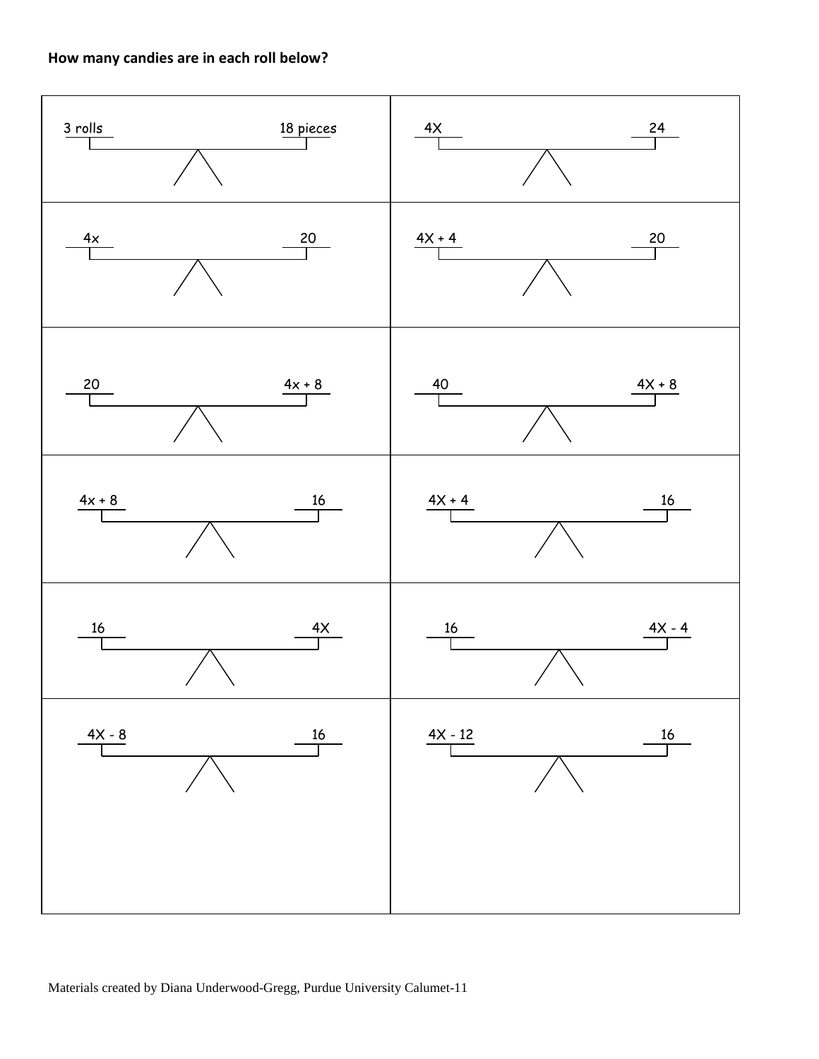**How many candies are in each roll below?**

| | |
|---|---|
| 3 rolls — 18 pieces | $4X$ — $24$ |
| $4x$ — $20$ | $4X + 4$ — $20$ |
| $20$ — $4x + 8$ | $40$ — $4X + 8$ |
| $4x + 8$ — $16$ | $4X + 4$ — $16$ |
| $16$ — $4X$ | $16$ — $4X - 4$ |
| $4X - 8$ — $16$ | $4X - 12$ — $16$ |

Materials created by Diana Underwood-Gregg, Purdue University Calumet-11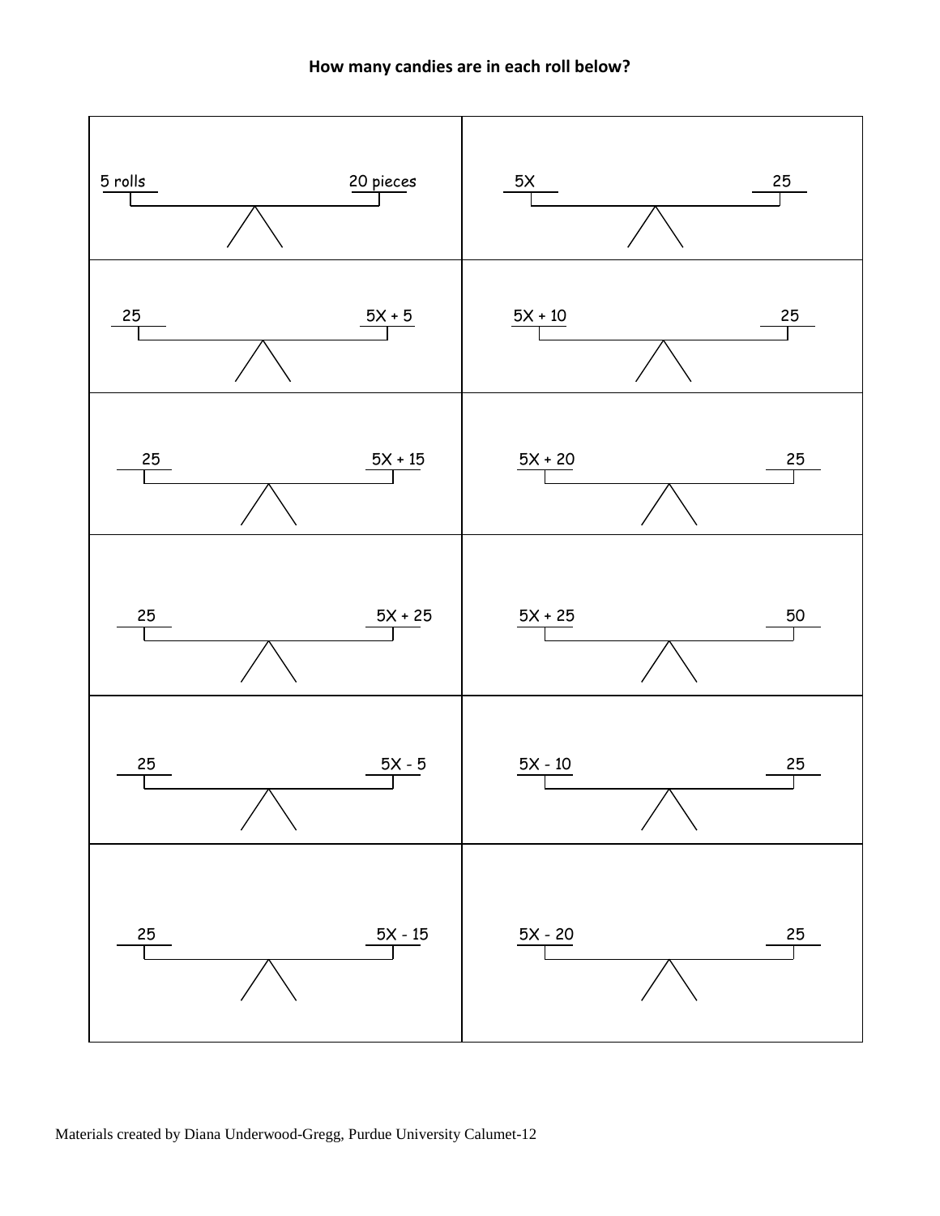**How many candies are in each roll below?**

| | |
|---|---|
| 5 rolls — 20 pieces | $5X$ — 25 |
| 25 — $5X + 5$ | $5X + 10$ — 25 |
| 25 — $5X + 15$ | $5X + 20$ — 25 |
| 25 — $5X + 25$ | $5X + 25$ — 50 |
| 25 — $5X - 5$ | $5X - 10$ — 25 |
| 25 — $5X - 15$ | $5X - 20$ — 25 |

Materials created by Diana Underwood-Gregg, Purdue University Calumet-12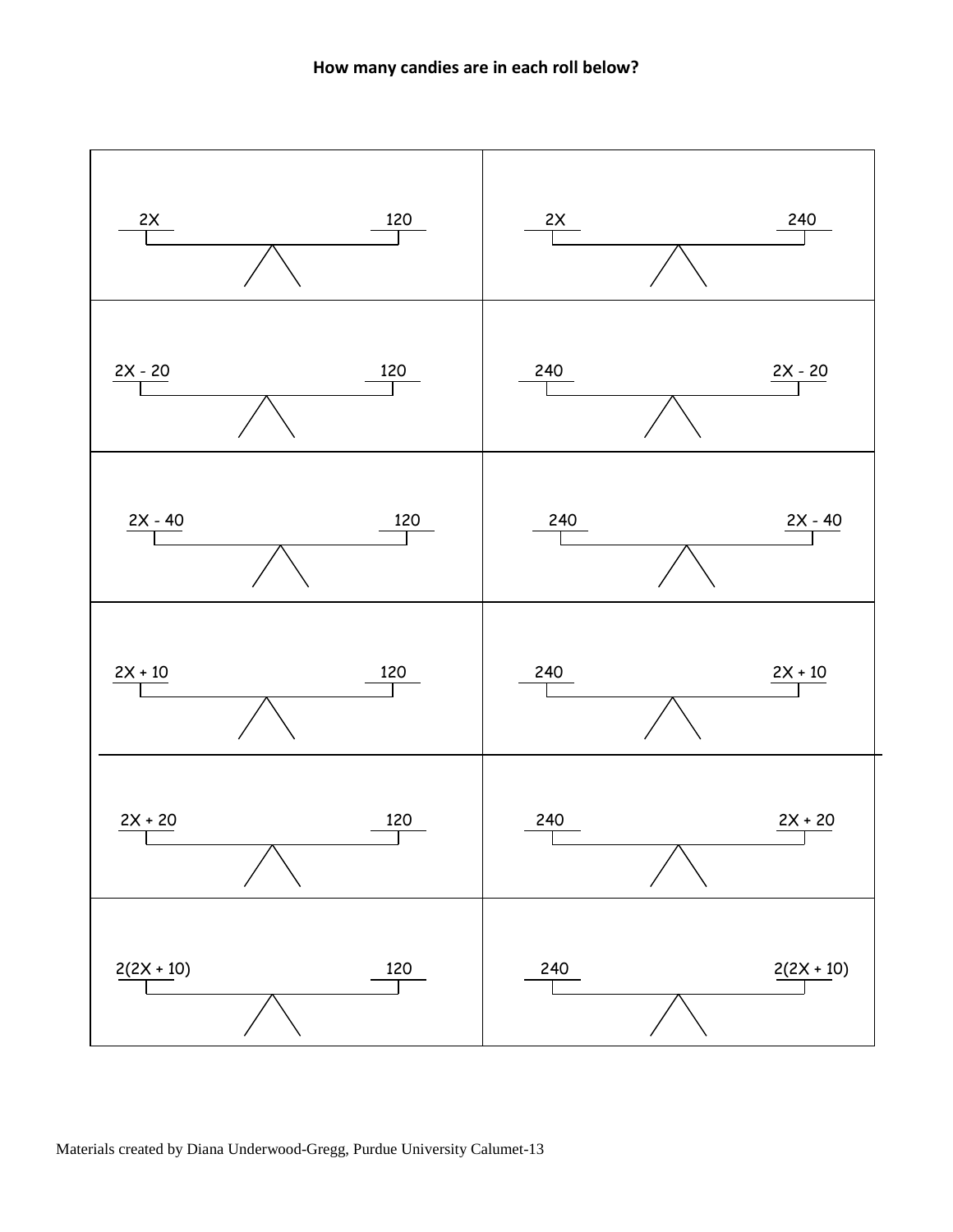**How many candies are in each roll below?**

| | |
|---|---|
| $2X$ ——— $120$ | $2X$ ——— $240$ |
| $2X - 20$ ——— $120$ | $240$ ——— $2X - 20$ |
| $2X - 40$ ——— $120$ | $240$ ——— $2X - 40$ |
| $2X + 10$ ——— $120$ | $240$ ——— $2X + 10$ |
| $2X + 20$ ——— $120$ | $240$ ——— $2X + 20$ |
| $2(2X + 10)$ ——— $120$ | $240$ ——— $2(2X + 10)$ |

Materials created by Diana Underwood-Gregg, Purdue University Calumet-13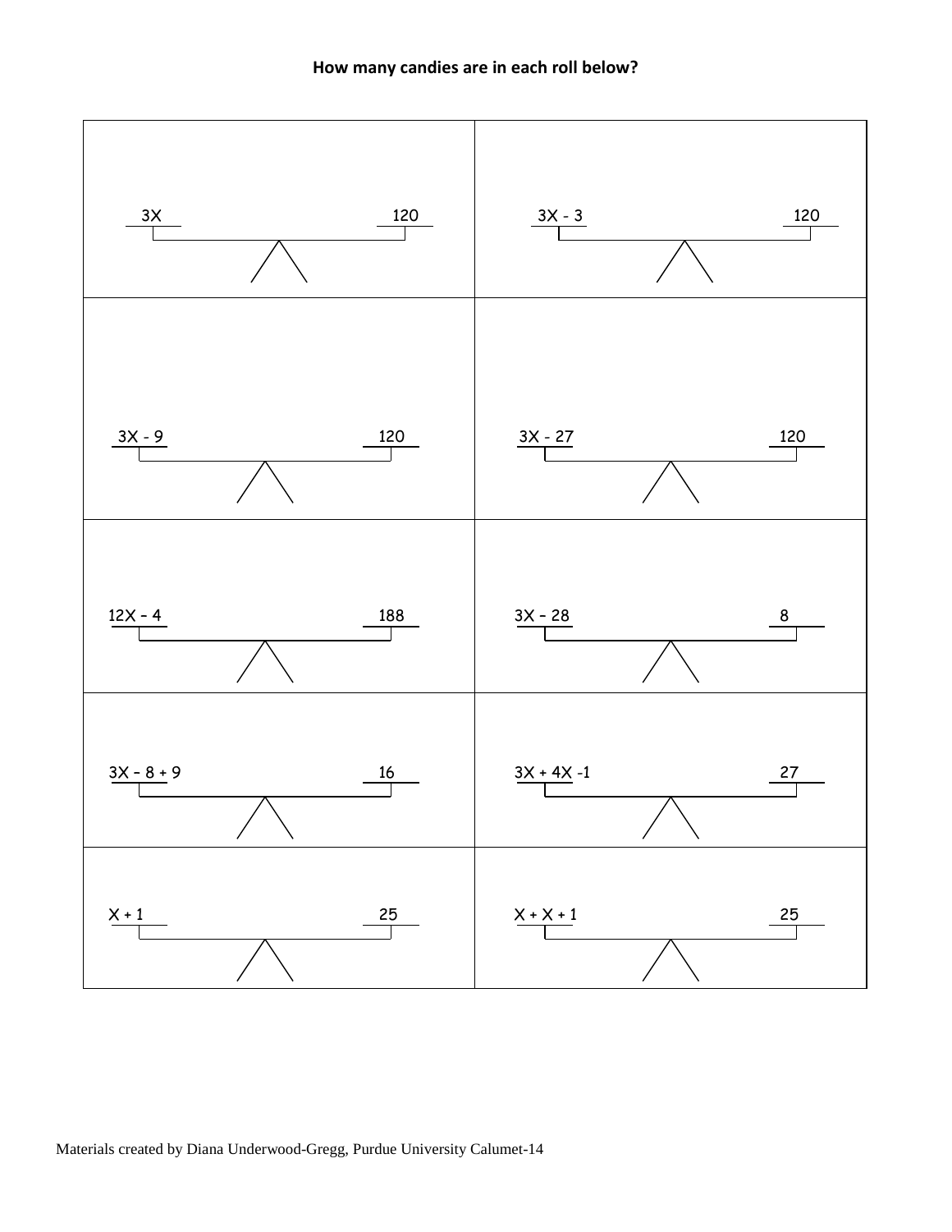**How many candies are in each roll below?**

| | |
|---|---|
| $3X$ ——— $120$ | $3X - 3$ ——— $120$ |
| $3X - 9$ ——— $120$ | $3X - 27$ ——— $120$ |
| $12X - 4$ ——— $188$ | $3X - 28$ ——— $8$ |
| $3X - 8 + 9$ ——— $16$ | $3X + 4X - 1$ ——— $27$ |
| $X + 1$ ——— $25$ | $X + X + 1$ ——— $25$ |

Materials created by Diana Underwood-Gregg, Purdue University Calumet-14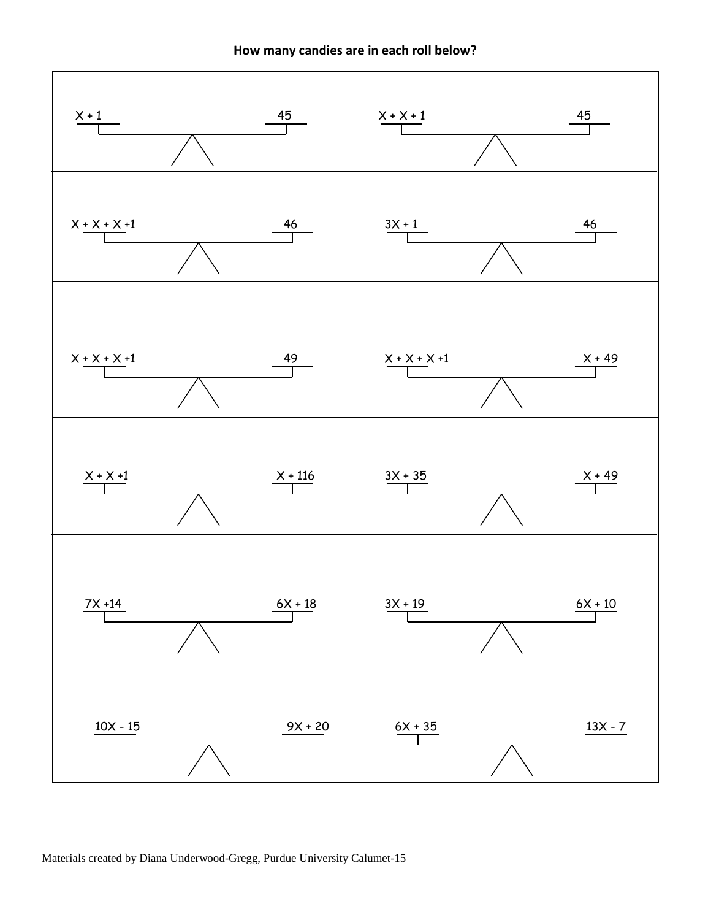**How many candies are in each roll below?**

| | |
|---|---|
| $X + 1$ ——— $45$ | $X + X + 1$ ——— $45$ |
| $X + X + X + 1$ ——— $46$ | $3X + 1$ ——— $46$ |
| $X + X + X + 1$ ——— $49$ | $X + X + X + 1$ ——— $X + 49$ |
| $X + X + 1$ ——— $X + 116$ | $3X + 35$ ——— $X + 49$ |
| $7X + 14$ ——— $6X + 18$ | $3X + 19$ ——— $6X + 10$ |
| $10X - 15$ ——— $9X + 20$ | $6X + 35$ ——— $13X - 7$ |

Materials created by Diana Underwood-Gregg, Purdue University Calumet-15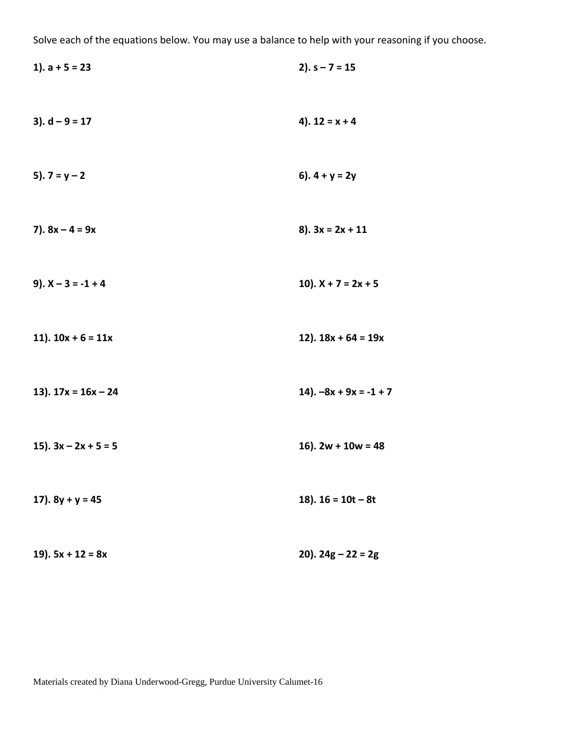Solve each of the equations below. You may use a balance to help with your reasoning if you choose.

**1).** $a + 5 = 23$

**2).** $s - 7 = 15$

**3).** $d - 9 = 17$

**4).** $12 = x + 4$

**5).** $7 = y - 2$

**6).** $4 + y = 2y$

**7).** $8x - 4 = 9x$

**8).** $3x = 2x + 11$

**9).** $X - 3 = -1 + 4$

**10).** $X + 7 = 2x + 5$

**11).** $10x + 6 = 11x$

**12).** $18x + 64 = 19x$

**13).** $17x = 16x - 24$

**14).** $-8x + 9x = -1 + 7$

**15).** $3x - 2x + 5 = 5$

**16).** $2w + 10w = 48$

**17).** $8y + y = 45$

**18).** $16 = 10t - 8t$

**19).** $5x + 12 = 8x$

**20).** $24g - 22 = 2g$

Materials created by Diana Underwood-Gregg, Purdue University Calumet-16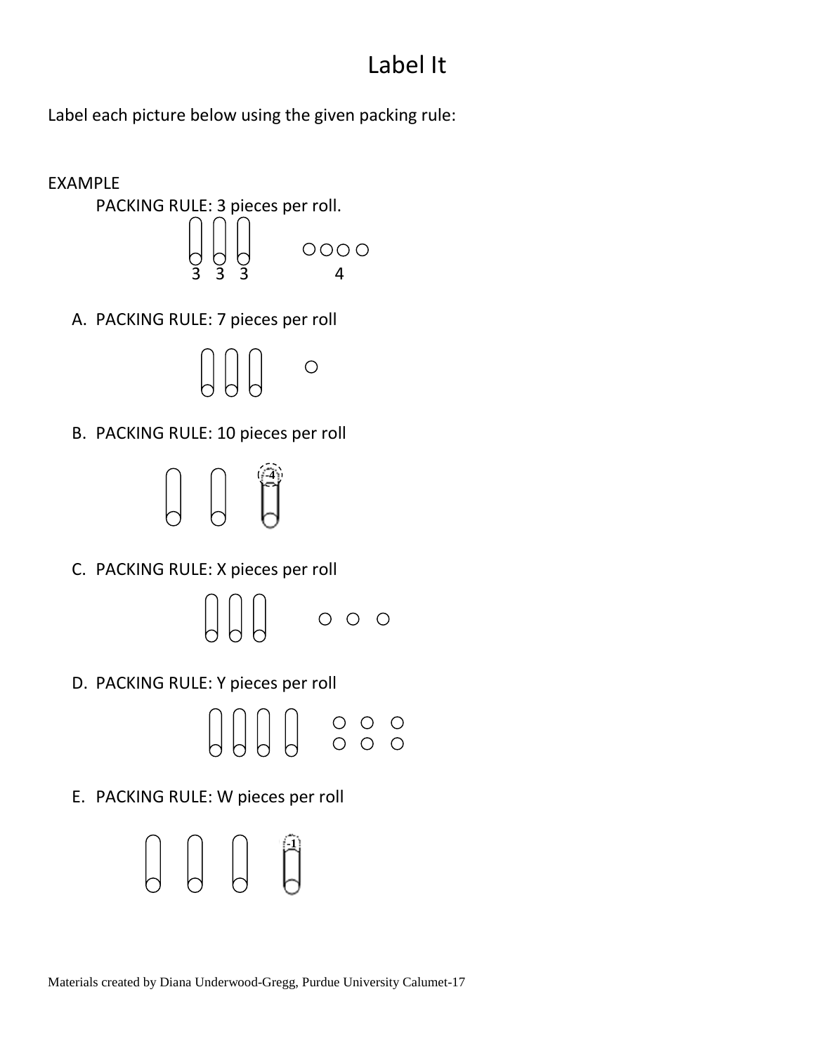# Label It

Label each picture below using the given packing rule:

EXAMPLE

PACKING RULE: 3 pieces per roll.

3 3 3 4

A. PACKING RULE: 7 pieces per roll

B. PACKING RULE: 10 pieces per roll

-4

C. PACKING RULE: X pieces per roll

D. PACKING RULE: Y pieces per roll

E. PACKING RULE: W pieces per roll

-1

Materials created by Diana Underwood-Gregg, Purdue University Calumet-17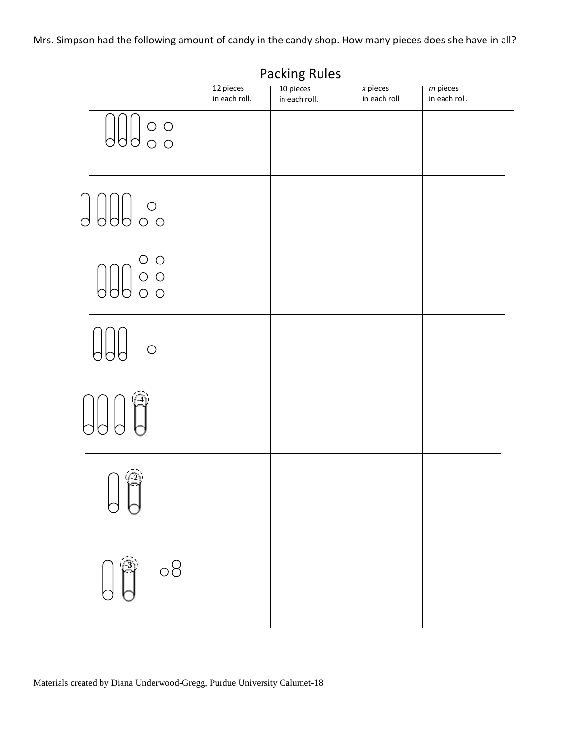Mrs. Simpson had the following amount of candy in the candy shop. How many pieces does she have in all?

## Packing Rules

| | 12 pieces in each roll. | 10 pieces in each roll. | $x$ pieces in each roll | $m$ pieces in each roll. |
|---|---|---|---|---|
| | | | | |
| | | | | |
| | | | | |
| | | | | |
| -4 | | | | |
| -2 | | | | |
| -3 | | | | |

Materials created by Diana Underwood-Gregg, Purdue University Calumet-18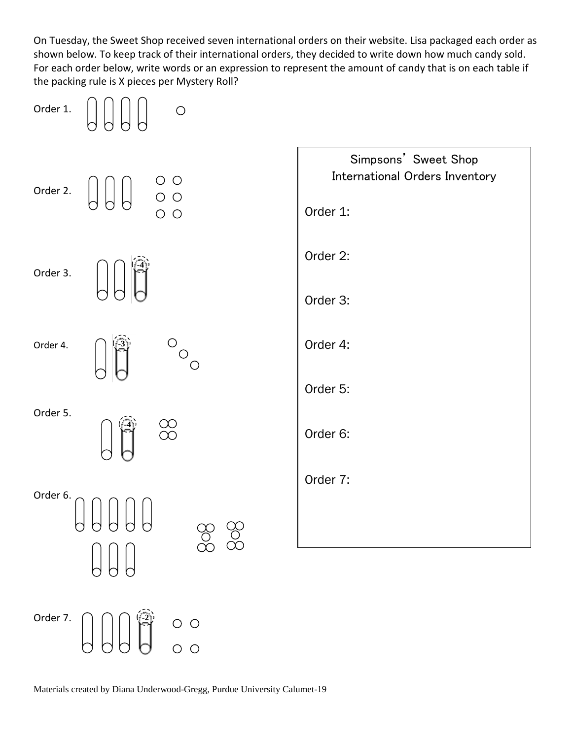On Tuesday, the Sweet Shop received seven international orders on their website. Lisa packaged each order as shown below. To keep track of their international orders, they decided to write down how much candy sold. For each order below, write words or an expression to represent the amount of candy that is on each table if the packing rule is X pieces per Mystery Roll?

Order 1.

Order 2.

Order 3.

-4

Order 4.

-3

Order 5.

-4

Order 6.

Order 7.

-2

**Simpsons' Sweet Shop**
**International Orders Inventory**

Order 1:

Order 2:

Order 3:

Order 4:

Order 5:

Order 6:

Order 7:

Materials created by Diana Underwood-Gregg, Purdue University Calumet-19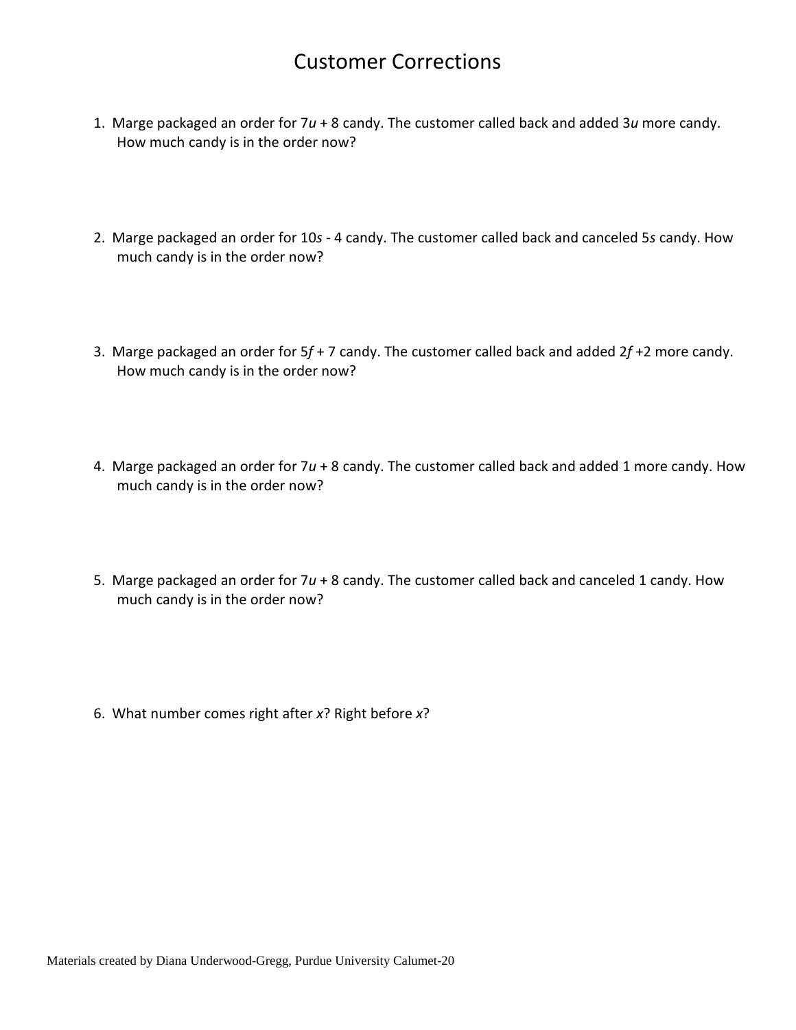# Customer Corrections

1. Marge packaged an order for $7u + 8$ candy. The customer called back and added $3u$ more candy. How much candy is in the order now?

2. Marge packaged an order for $10s - 4$ candy. The customer called back and canceled $5s$ candy. How much candy is in the order now?

3. Marge packaged an order for $5f + 7$ candy. The customer called back and added $2f + 2$ more candy. How much candy is in the order now?

4. Marge packaged an order for $7u + 8$ candy. The customer called back and added 1 more candy. How much candy is in the order now?

5. Marge packaged an order for $7u + 8$ candy. The customer called back and canceled 1 candy. How much candy is in the order now?

6. What number comes right after $x$? Right before $x$?

Materials created by Diana Underwood-Gregg, Purdue University Calumet-20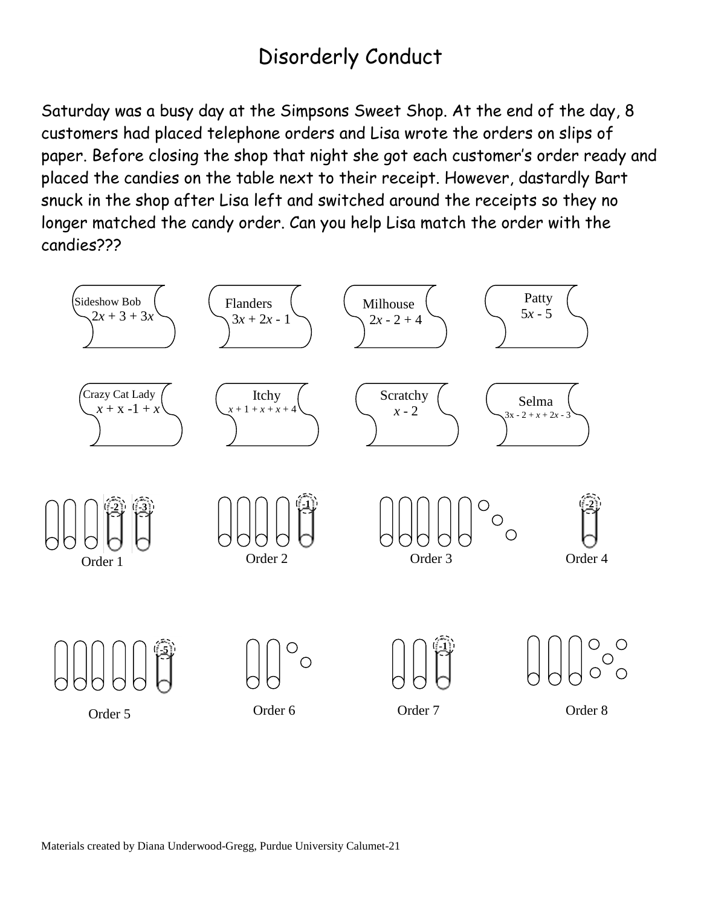# Disorderly Conduct

Saturday was a busy day at the Simpsons Sweet Shop. At the end of the day, 8 customers had placed telephone orders and Lisa wrote the orders on slips of paper. Before closing the shop that night she got each customer's order ready and placed the candies on the table next to their receipt. However, dastardly Bart snuck in the shop after Lisa left and switched around the receipts so they no longer matched the candy order. Can you help Lisa match the order with the candies???

Sideshow Bob
$2x + 3 + 3x$

Flanders
$3x + 2x - 1$

Milhouse
$2x - 2 + 4$

Patty
$5x - 5$

Crazy Cat Lady
$x + x - 1 + x$

Itchy
$x + 1 + x + x + 4$

Scratchy
$x - 2$

Selma
$3x - 2 + x + 2x - 3$

Order 1

Order 2

Order 3

Order 4

Order 5

Order 6

Order 7

Order 8

Materials created by Diana Underwood-Gregg, Purdue University Calumet-21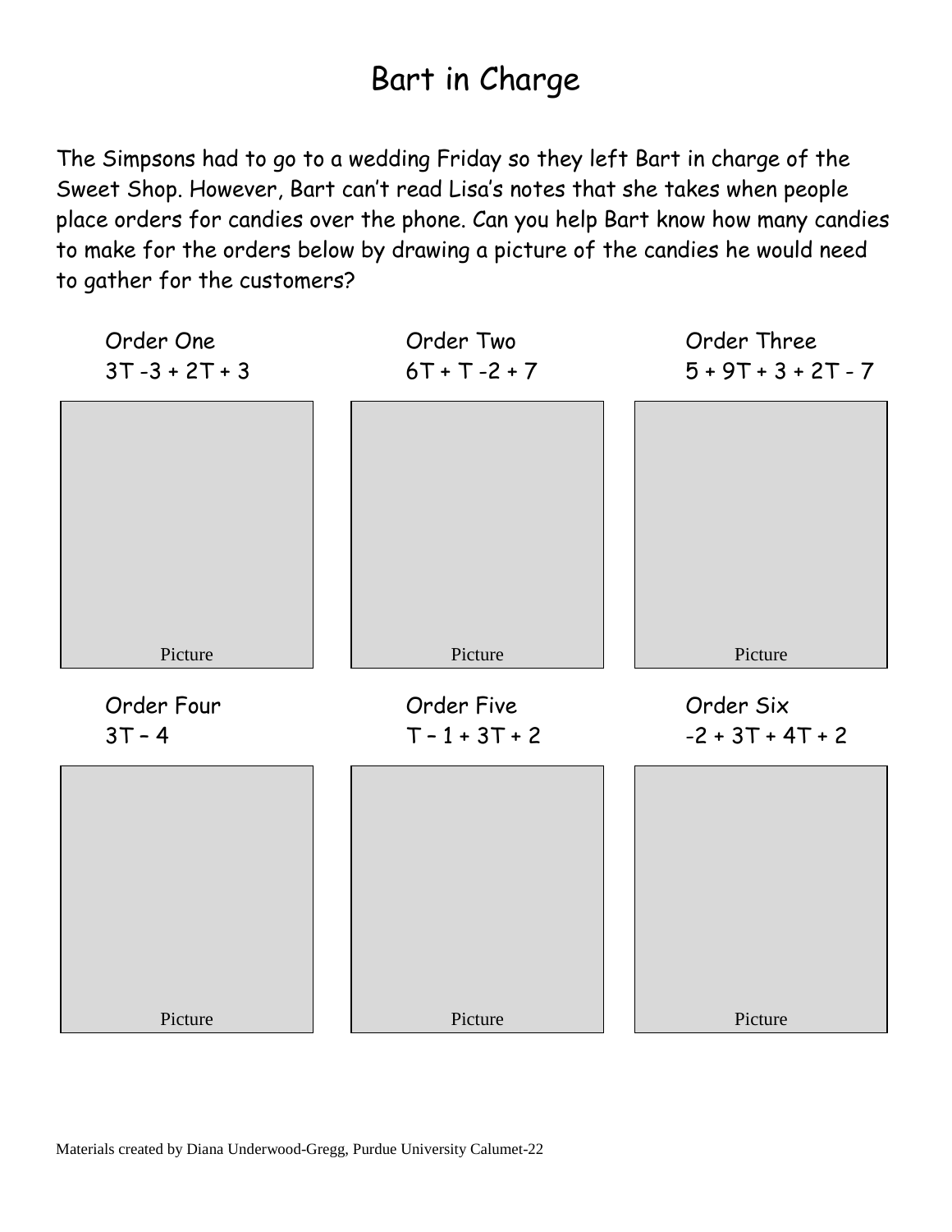# Bart in Charge

The Simpsons had to go to a wedding Friday so they left Bart in charge of the Sweet Shop. However, Bart can't read Lisa's notes that she takes when people place orders for candies over the phone. Can you help Bart know how many candies to make for the orders below by drawing a picture of the candies he would need to gather for the customers?

| Order One | Order Two | Order Three |
|---|---|---|
| $3T - 3 + 2T + 3$ | $6T + T - 2 + 7$ | $5 + 9T + 3 + 2T - 7$ |
| Picture | Picture | Picture |

| Order Four | Order Five | Order Six |
|---|---|---|
| $3T - 4$ | $T - 1 + 3T + 2$ | $-2 + 3T + 4T + 2$ |
| Picture | Picture | Picture |

Materials created by Diana Underwood-Gregg, Purdue University Calumet-22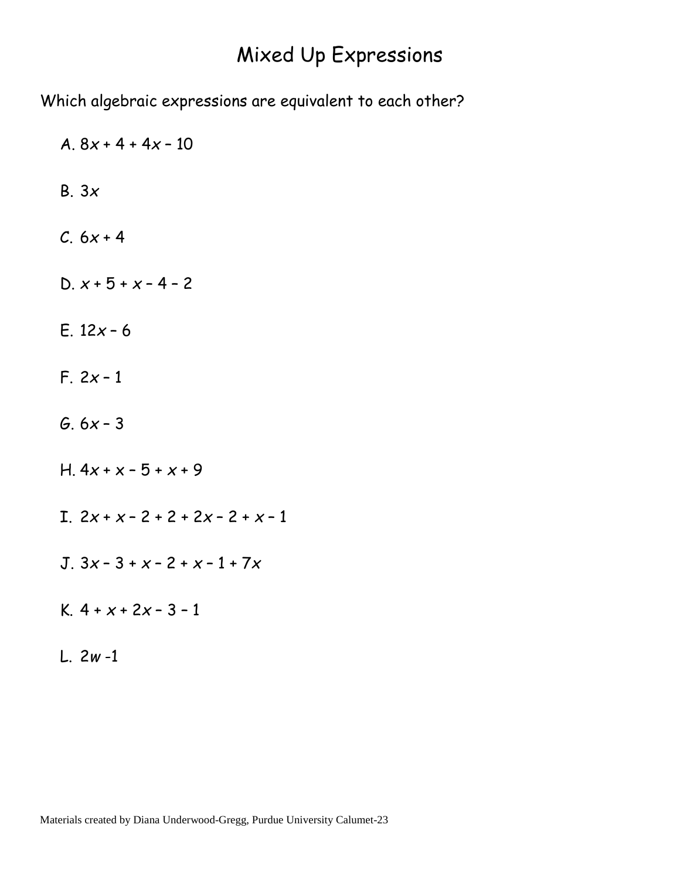# Mixed Up Expressions

Which algebraic expressions are equivalent to each other?

A. $8x + 4 + 4x - 10$

B. $3x$

C. $6x + 4$

D. $x + 5 + x - 4 - 2$

E. $12x - 6$

F. $2x - 1$

G. $6x - 3$

H. $4x + x - 5 + x + 9$

I. $2x + x - 2 + 2 + 2x - 2 + x - 1$

J. $3x - 3 + x - 2 + x - 1 + 7x$

K. $4 + x + 2x - 3 - 1$

L. $2w - 1$

Materials created by Diana Underwood-Gregg, Purdue University Calumet-23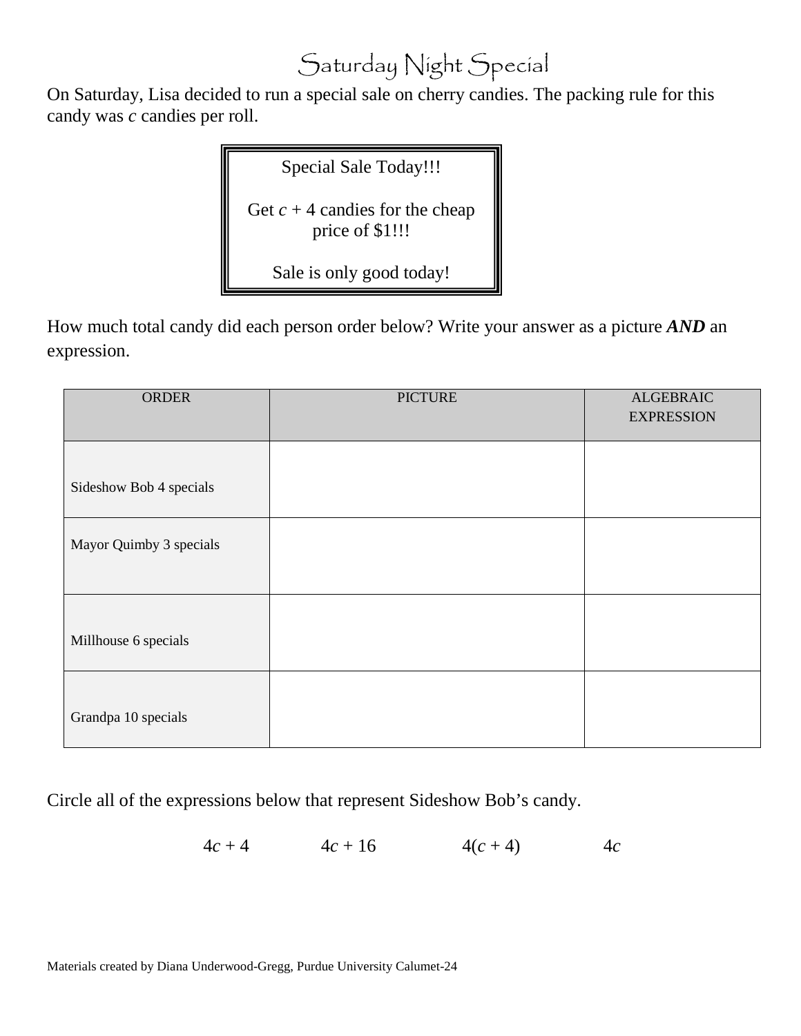# Saturday Night Special

On Saturday, Lisa decided to run a special sale on cherry candies. The packing rule for this candy was $c$ candies per roll.

> Special Sale Today!!!
>
> Get $c + 4$ candies for the cheap price of $1!!!
>
> Sale is only good today!

How much total candy did each person order below? Write your answer as a picture ***AND*** an expression.

| ORDER | PICTURE | ALGEBRAIC EXPRESSION |
|---|---|---|
| Sideshow Bob 4 specials | | |
| Mayor Quimby 3 specials | | |
| Millhouse 6 specials | | |
| Grandpa 10 specials | | |

Circle all of the expressions below that represent Sideshow Bob's candy.

$4c + 4$ $\qquad$ $4c + 16$ $\qquad$ $4(c + 4)$ $\qquad$ $4c$

Materials created by Diana Underwood-Gregg, Purdue University Calumet-24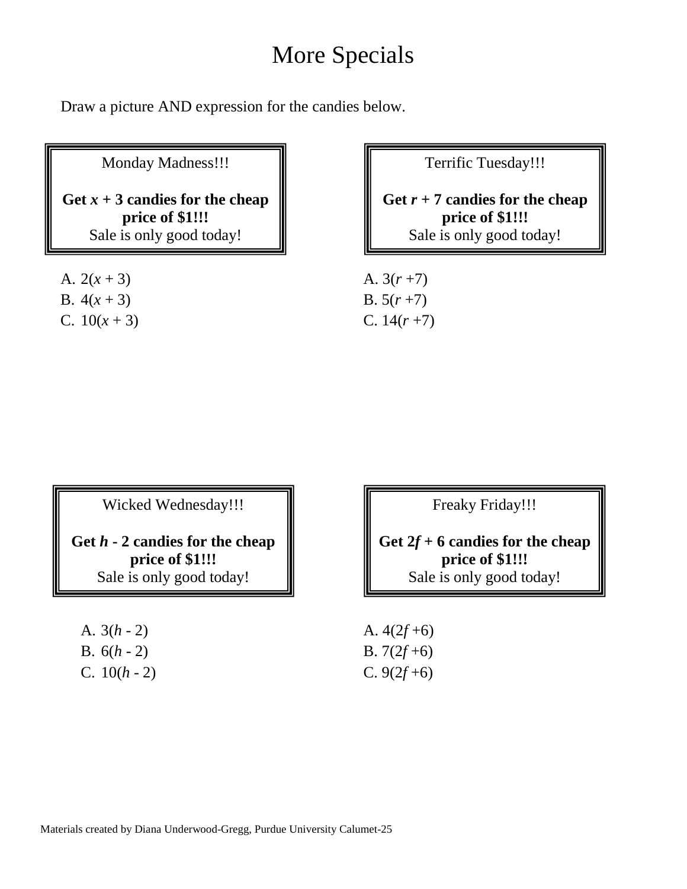# More Specials

Draw a picture AND expression for the candies below.

> Monday Madness!!!
>
> **Get $x + 3$ candies for the cheap price of $1!!!**
> Sale is only good today!

A. $2(x + 3)$
B. $4(x + 3)$
C. $10(x + 3)$

> Terrific Tuesday!!!
>
> **Get $r + 7$ candies for the cheap price of $1!!!**
> Sale is only good today!

A. $3(r + 7)$
B. $5(r + 7)$
C. $14(r + 7)$

> Wicked Wednesday!!!
>
> **Get $h - 2$ candies for the cheap price of $1!!!**
> Sale is only good today!

A. $3(h - 2)$
B. $6(h - 2)$
C. $10(h - 2)$

> Freaky Friday!!!
>
> **Get $2f + 6$ candies for the cheap price of $1!!!**
> Sale is only good today!

A. $4(2f + 6)$
B. $7(2f + 6)$
C. $9(2f + 6)$

Materials created by Diana Underwood-Gregg, Purdue University Calumet-25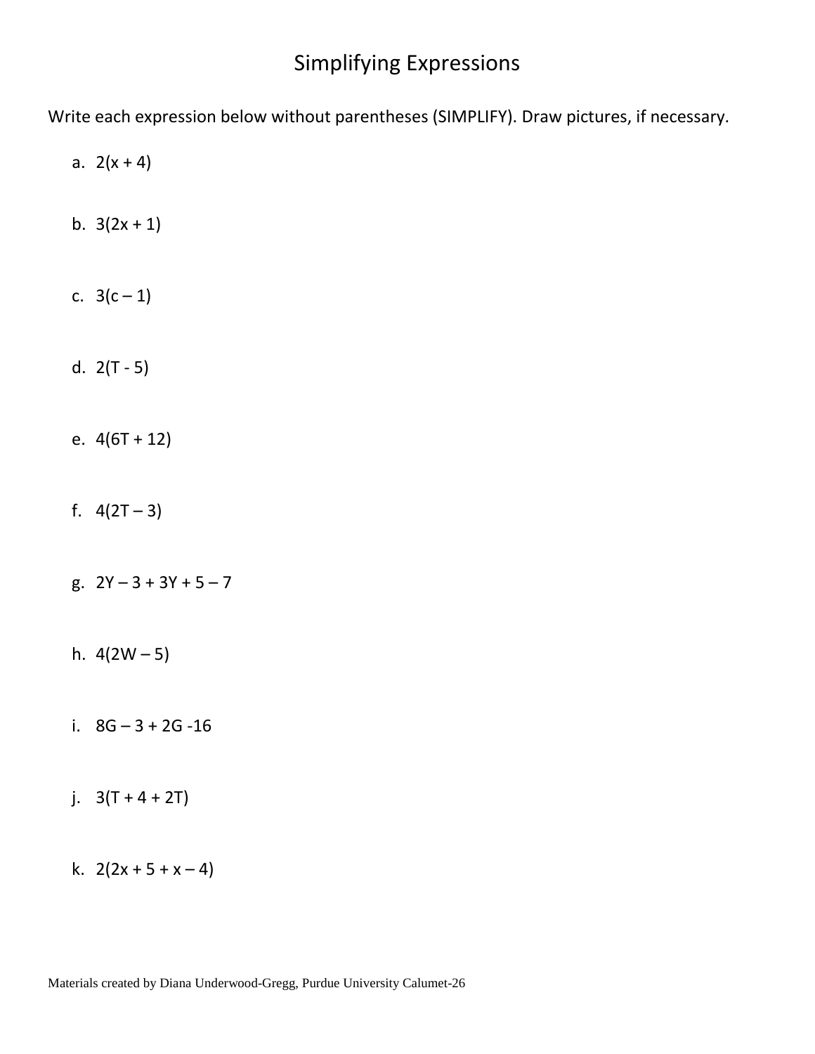# Simplifying Expressions

Write each expression below without parentheses (SIMPLIFY). Draw pictures, if necessary.

a. $2(x + 4)$

b. $3(2x + 1)$

c. $3(c - 1)$

d. $2(T - 5)$

e. $4(6T + 12)$

f. $4(2T - 3)$

g. $2Y - 3 + 3Y + 5 - 7$

h. $4(2W - 5)$

i. $8G - 3 + 2G - 16$

j. $3(T + 4 + 2T)$

k. $2(2x + 5 + x - 4)$

Materials created by Diana Underwood-Gregg, Purdue University Calumet-26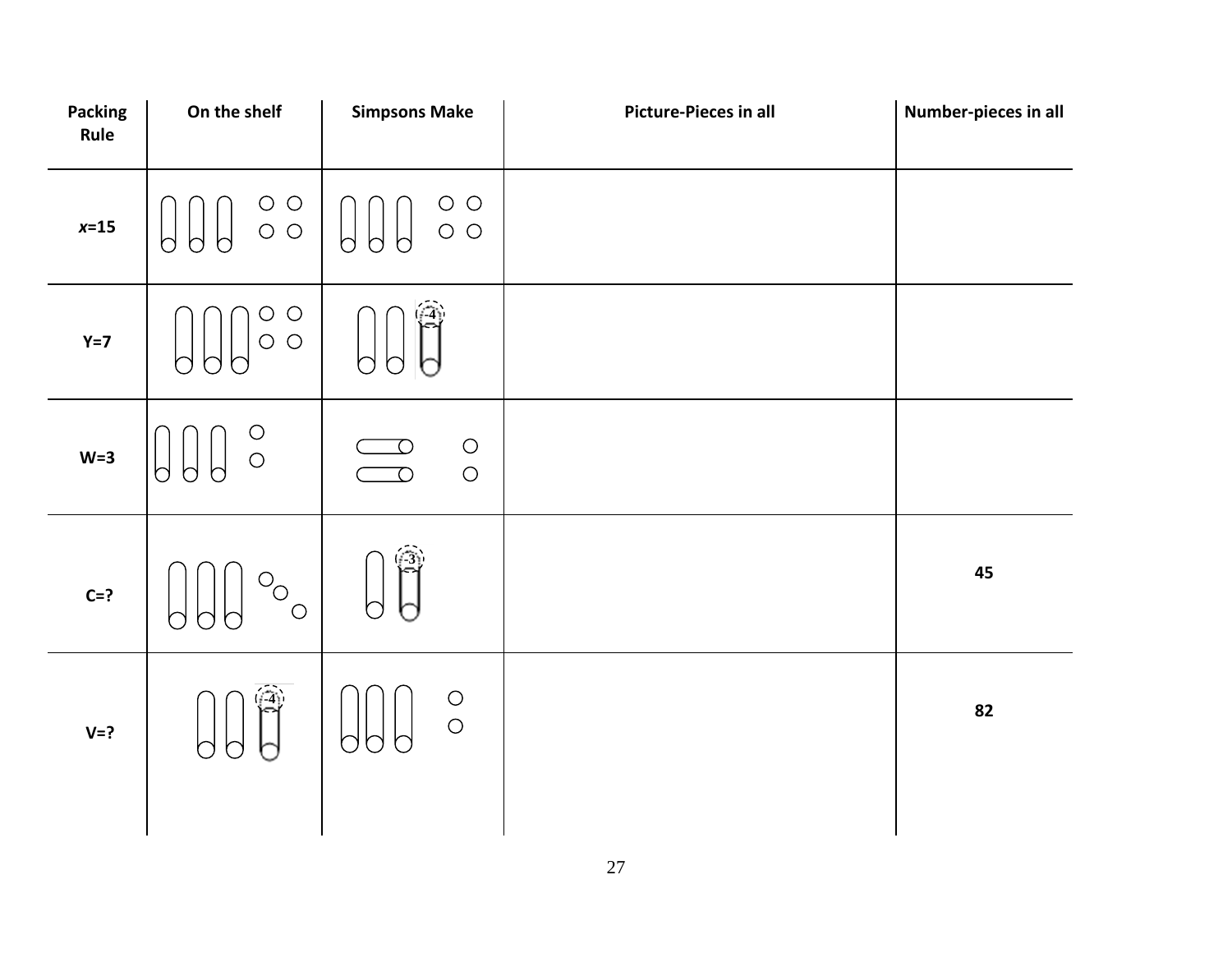| Packing Rule | On the shelf | Simpsons Make | Picture-Pieces in all | Number-pieces in all |
|---|---|---|---|---|
| $x$=15 | | | | |
| Y=7 | | -4 | | |
| W=3 | | | | |
| C=? | | -3 | | 45 |
| V=? | -4 | | | 82 |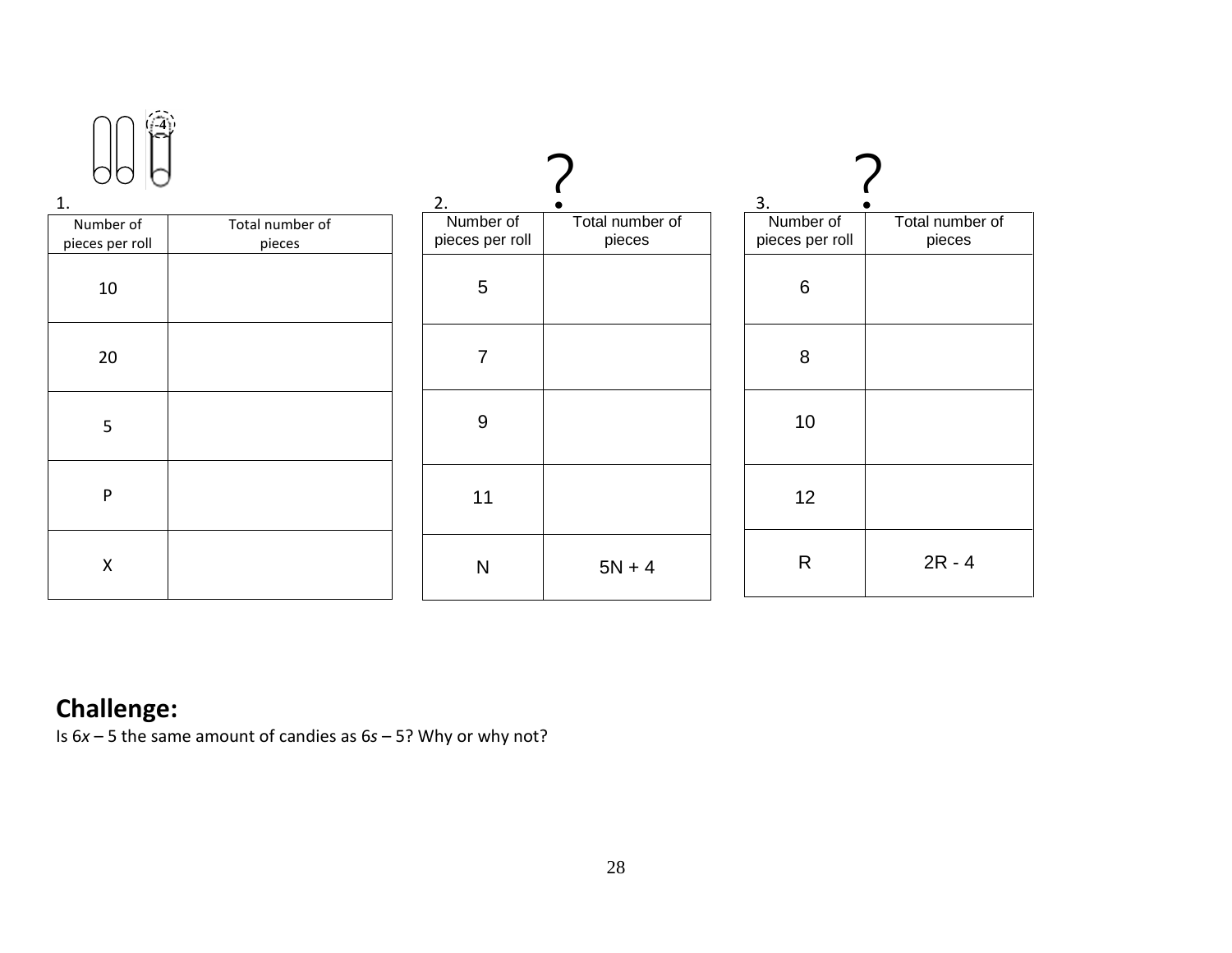1.

| Number of pieces per roll | Total number of pieces |
|---|---|
| 10 | |
| 20 | |
| 5 | |
| P | |
| X | |

2. ?

| Number of pieces per roll | Total number of pieces |
|---|---|
| 5 | |
| 7 | |
| 9 | |
| 11 | |
| N | 5N + 4 |

3. ?

| Number of pieces per roll | Total number of pieces |
|---|---|
| 6 | |
| 8 | |
| 10 | |
| 12 | |
| R | 2R - 4 |

## Challenge:

Is $6x – 5$ the same amount of candies as $6s – 5$? Why or why not?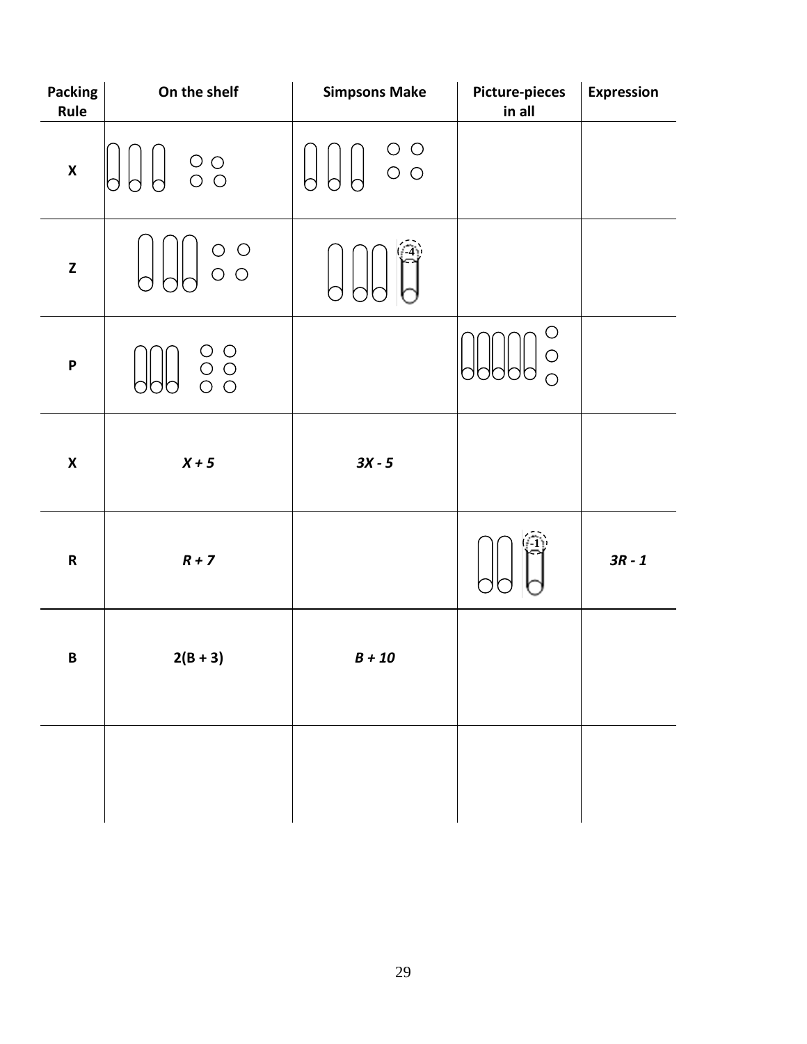| Packing Rule | On the shelf | Simpsons Make | Picture-pieces in all | Expression |
|---|---|---|---|---|
| X | | | | |
| Z | | | | |
| P | | | | |
| X | $X + 5$ | $3X - 5$ | | |
| R | $R + 7$ | | | $3R - 1$ |
| B | $2(B + 3)$ | $B + 10$ | | |
| | | | | |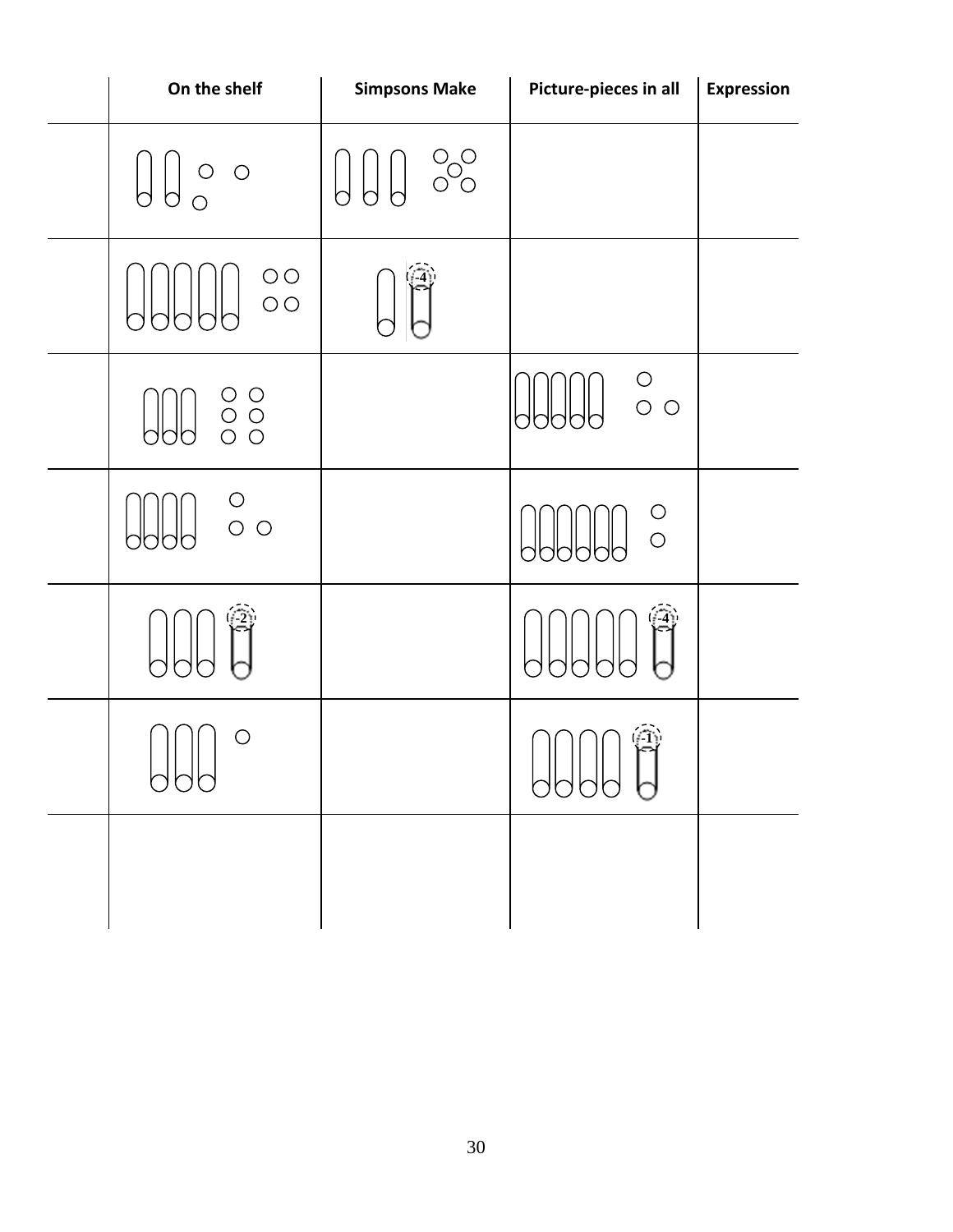| | On the shelf | Simpsons Make | Picture-pieces in all | Expression |
|---|---|---|---|---|
| | | | | |
| | | -4 | | |
| | | | | |
| | | | | |
| | -2 | | -4 | |
| | | | -1 | |
| | | | | |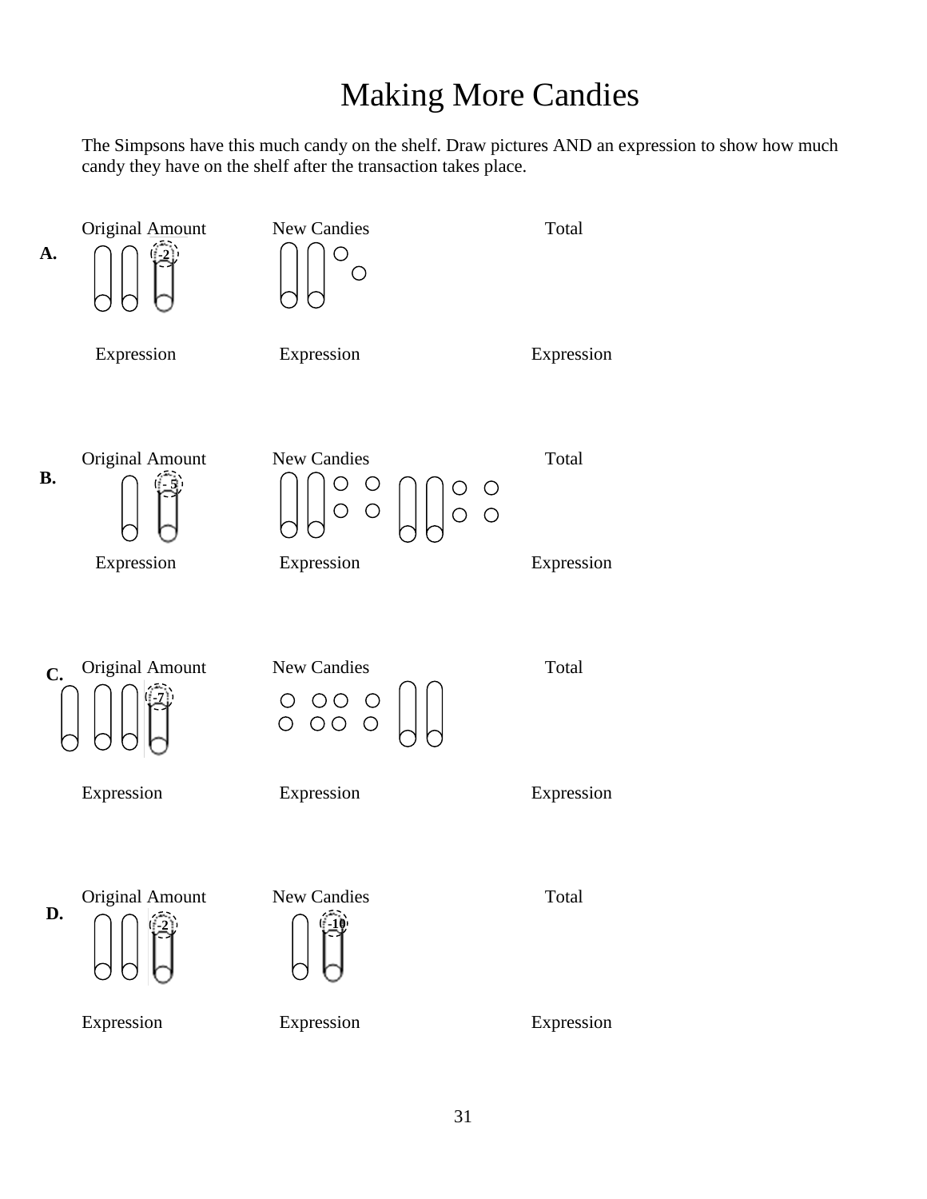# Making More Candies

The Simpsons have this much candy on the shelf. Draw pictures AND an expression to show how much candy they have on the shelf after the transaction takes place.

**A.**

| Original Amount | New Candies | Total |
|---|---|---|
| -2 | | |
| Expression | Expression | Expression |

**B.**

| Original Amount | New Candies | Total |
|---|---|---|
| - 5 | | |
| Expression | Expression | Expression |

**C.**

| Original Amount | New Candies | Total |
|---|---|---|
| -7 | | |
| Expression | Expression | Expression |

**D.**

| Original Amount | New Candies | Total |
|---|---|---|
| -2 | -10 | |
| Expression | Expression | Expression |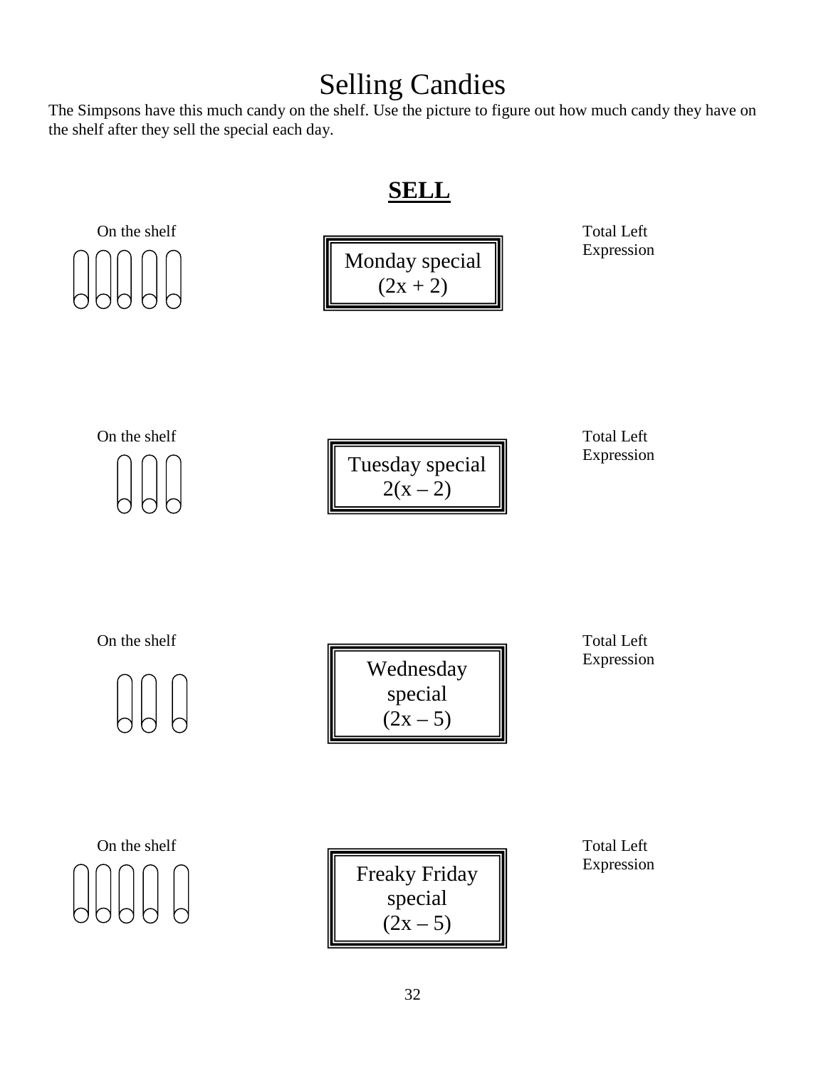# Selling Candies

The Simpsons have this much candy on the shelf. Use the picture to figure out how much candy they have on the shelf after they sell the special each day.

## **SELL**

On the shelf

Monday special
$(2x + 2)$

Total Left Expression

On the shelf

Tuesday special
$2(x – 2)$

Total Left Expression

On the shelf

Wednesday special
$(2x – 5)$

Total Left Expression

On the shelf

Freaky Friday special
$(2x – 5)$

Total Left Expression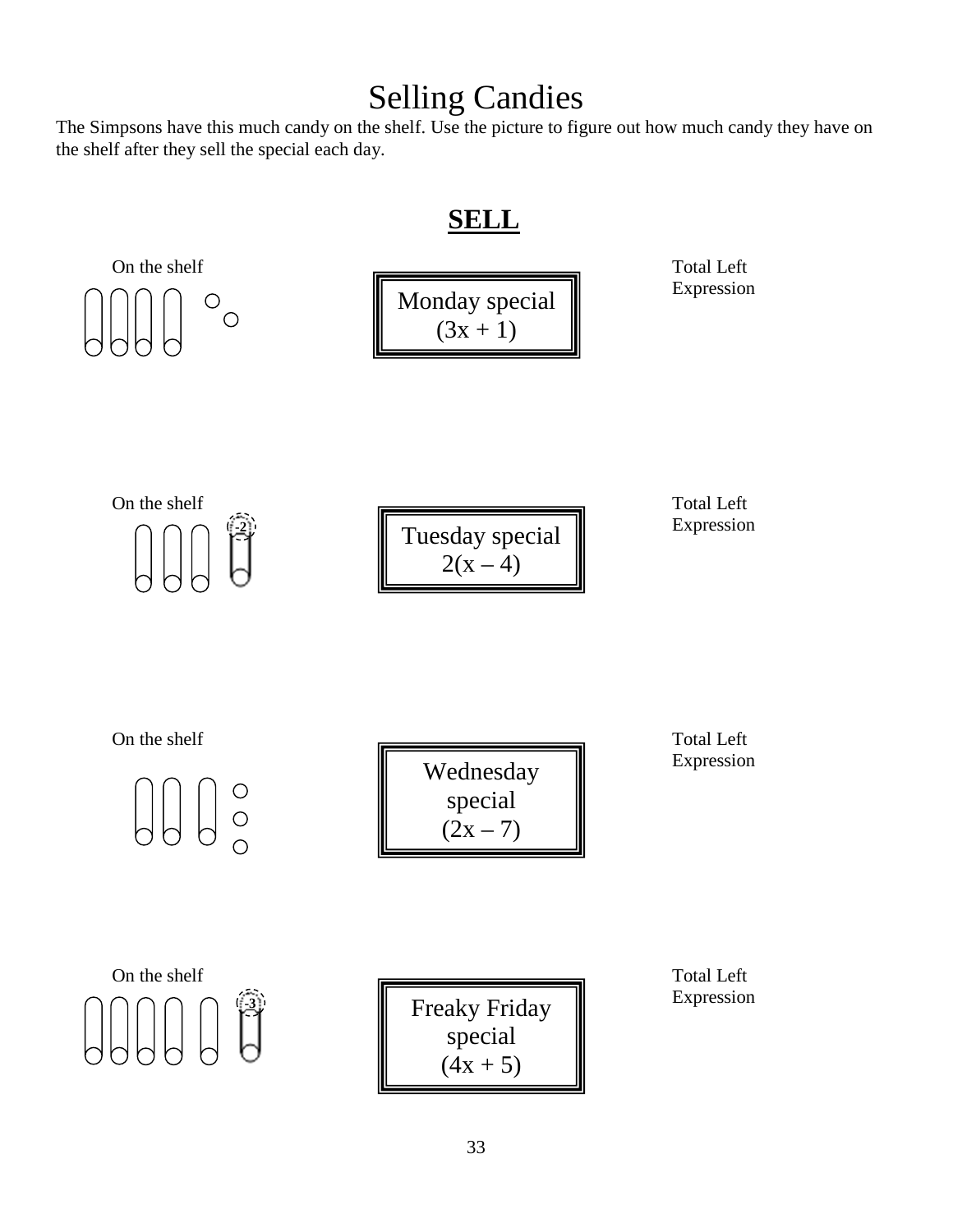# Selling Candies

The Simpsons have this much candy on the shelf. Use the picture to figure out how much candy they have on the shelf after they sell the special each day.

## **SELL**

On the shelf

Monday special
$(3x + 1)$

Total Left Expression

On the shelf

-2

Tuesday special
$2(x – 4)$

Total Left Expression

On the shelf

Wednesday special
$(2x – 7)$

Total Left Expression

On the shelf

-3

Freaky Friday special
$(4x + 5)$

Total Left Expression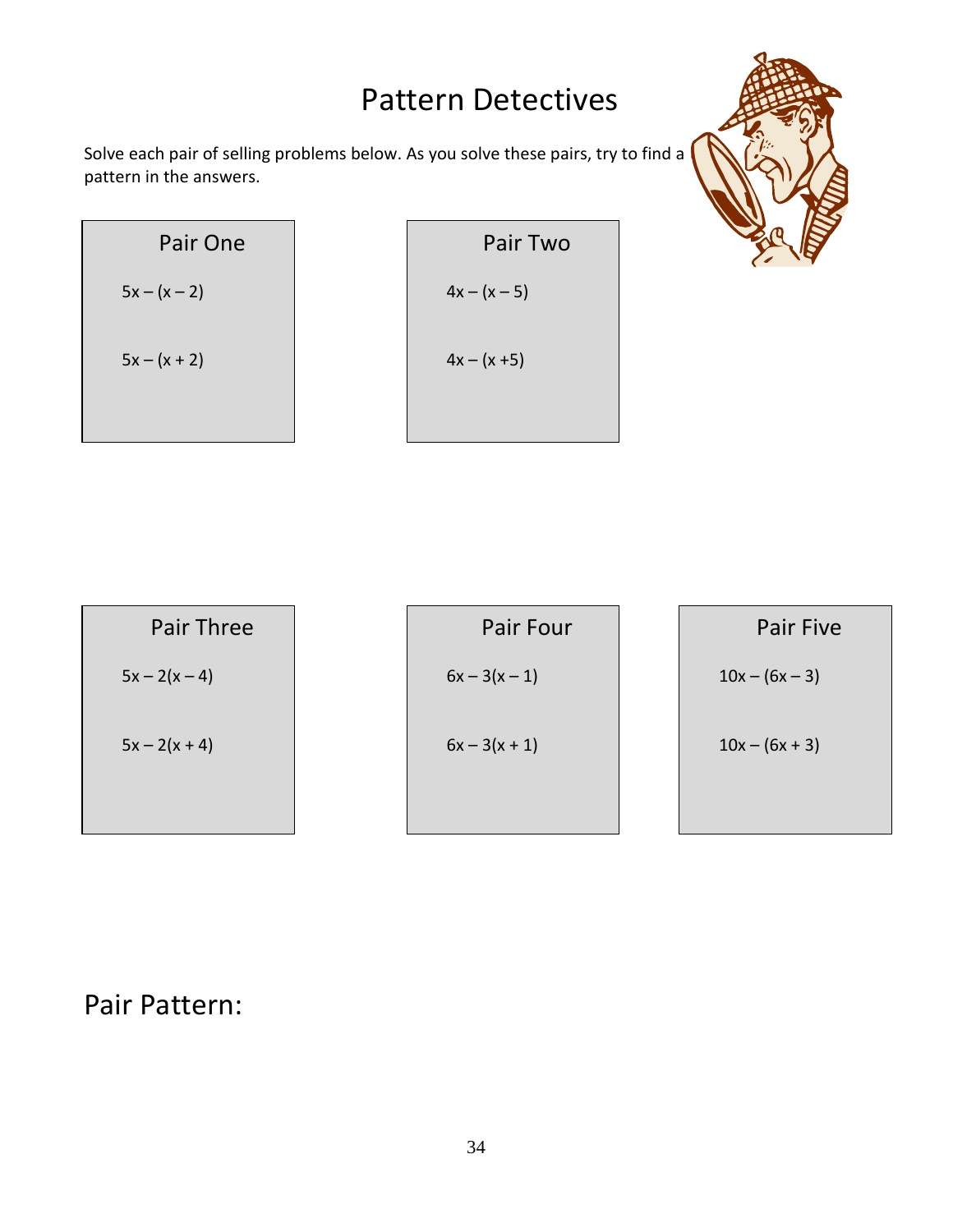# Pattern Detectives

Solve each pair of selling problems below. As you solve these pairs, try to find a pattern in the answers.

### Pair One

$5x - (x - 2)$

$5x - (x + 2)$

### Pair Two

$4x - (x - 5)$

$4x - (x + 5)$

### Pair Three

$5x - 2(x - 4)$

$5x - 2(x + 4)$

### Pair Four

$6x - 3(x - 1)$

$6x - 3(x + 1)$

### Pair Five

$10x - (6x - 3)$

$10x - (6x + 3)$

## Pair Pattern: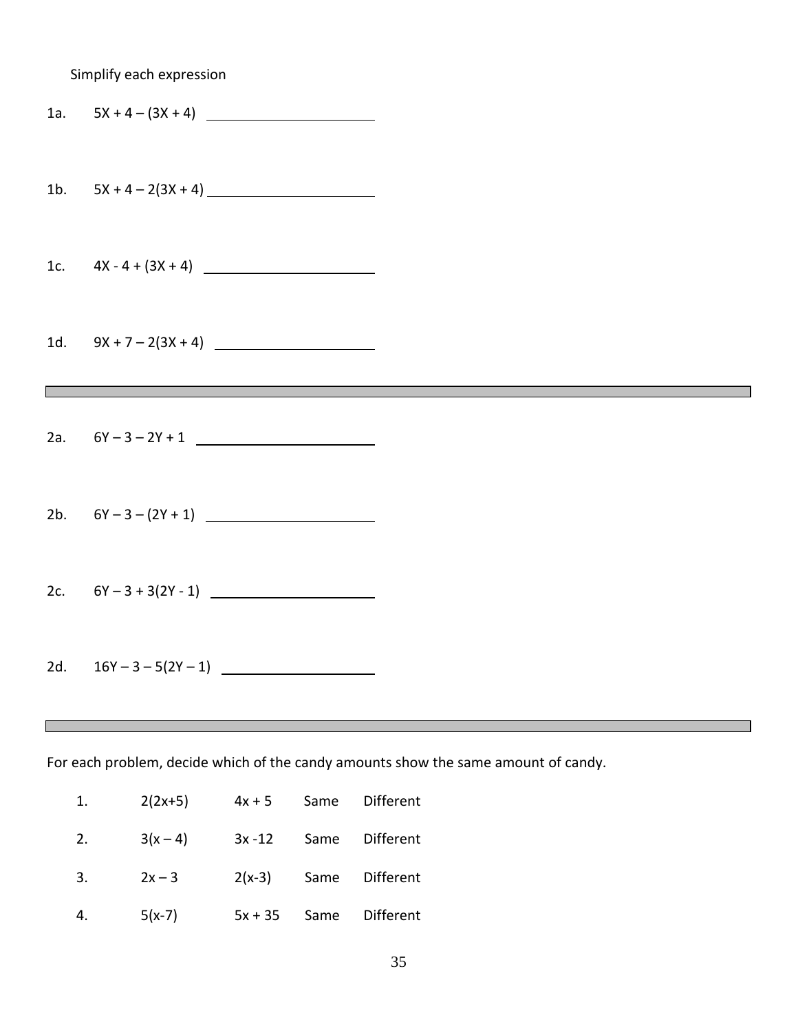Simplify each expression

1a. $5X + 4 – (3X + 4)$ \_\_\_\_\_\_\_\_\_\_\_\_\_\_\_\_\_\_\_\_

1b. $5X + 4 – 2(3X + 4)$ \_\_\_\_\_\_\_\_\_\_\_\_\_\_\_\_\_\_\_\_

1c. $4X - 4 + (3X + 4)$ \_\_\_\_\_\_\_\_\_\_\_\_\_\_\_\_\_\_\_\_

1d. $9X + 7 – 2(3X + 4)$ \_\_\_\_\_\_\_\_\_\_\_\_\_\_\_\_\_\_\_\_

---

2a. $6Y – 3 – 2Y + 1$ \_\_\_\_\_\_\_\_\_\_\_\_\_\_\_\_\_\_\_\_

2b. $6Y – 3 – (2Y + 1)$ \_\_\_\_\_\_\_\_\_\_\_\_\_\_\_\_\_\_\_\_

2c. $6Y – 3 + 3(2Y - 1)$ \_\_\_\_\_\_\_\_\_\_\_\_\_\_\_\_\_\_\_\_

2d. $16Y – 3 – 5(2Y – 1)$ \_\_\_\_\_\_\_\_\_\_\_\_\_\_\_\_\_\_\_\_

---

For each problem, decide which of the candy amounts show the same amount of candy.

| | | | | |
|---|---|---|---|---|
| 1. | $2(2x+5)$ | $4x + 5$ | Same | Different |
| 2. | $3(x – 4)$ | $3x - 12$ | Same | Different |
| 3. | $2x – 3$ | $2(x-3)$ | Same | Different |
| 4. | $5(x-7)$ | $5x + 35$ | Same | Different |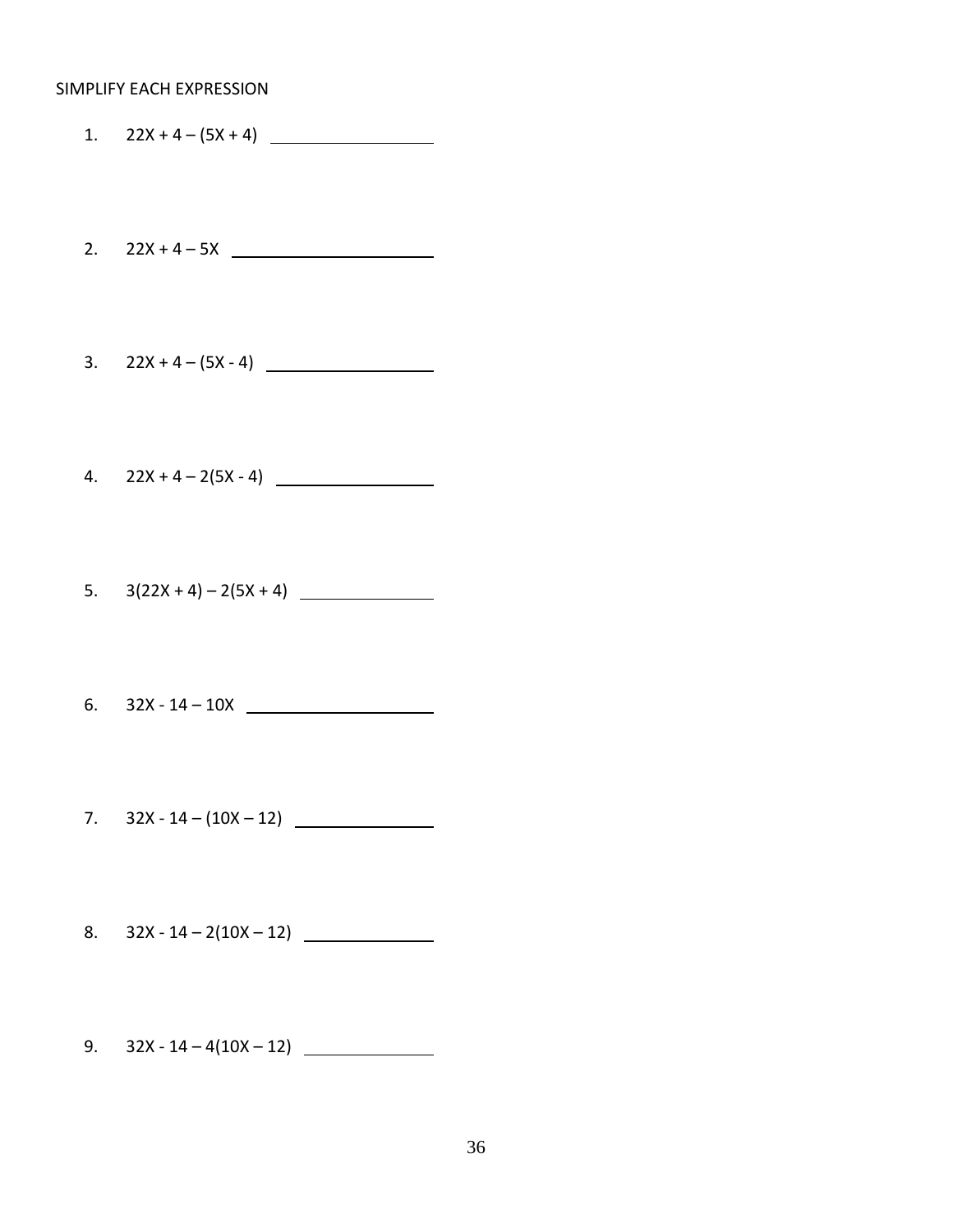SIMPLIFY EACH EXPRESSION

1. $22X + 4 – (5X + 4)$ ________________

2. $22X + 4 – 5X$ ____________________

3. $22X + 4 – (5X - 4)$ ________________

4. $22X + 4 – 2(5X - 4)$ ________________

5. $3(22X + 4) – 2(5X + 4)$ ______________

6. $32X - 14 – 10X$ ____________________

7. $32X - 14 – (10X – 12)$ ______________

8. $32X - 14 – 2(10X – 12)$ _____________

9. $32X - 14 – 4(10X – 12)$ _____________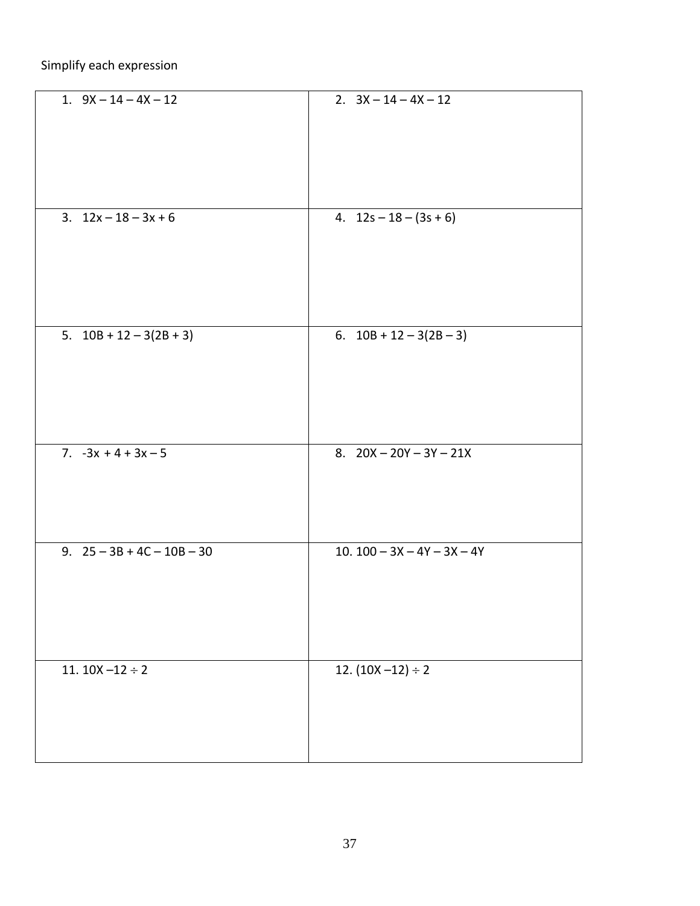Simplify each expression

| | |
|---|---|
| 1. $9X - 14 - 4X - 12$ | 2. $3X - 14 - 4X - 12$ |
| 3. $12x - 18 - 3x + 6$ | 4. $12s - 18 - (3s + 6)$ |
| 5. $10B + 12 - 3(2B + 3)$ | 6. $10B + 12 - 3(2B - 3)$ |
| 7. $-3x + 4 + 3x - 5$ | 8. $20X - 20Y - 3Y - 21X$ |
| 9. $25 - 3B + 4C - 10B - 30$ | 10. $100 - 3X - 4Y - 3X - 4Y$ |
| 11. $10X - 12 \div 2$ | 12. $(10X - 12) \div 2$ |